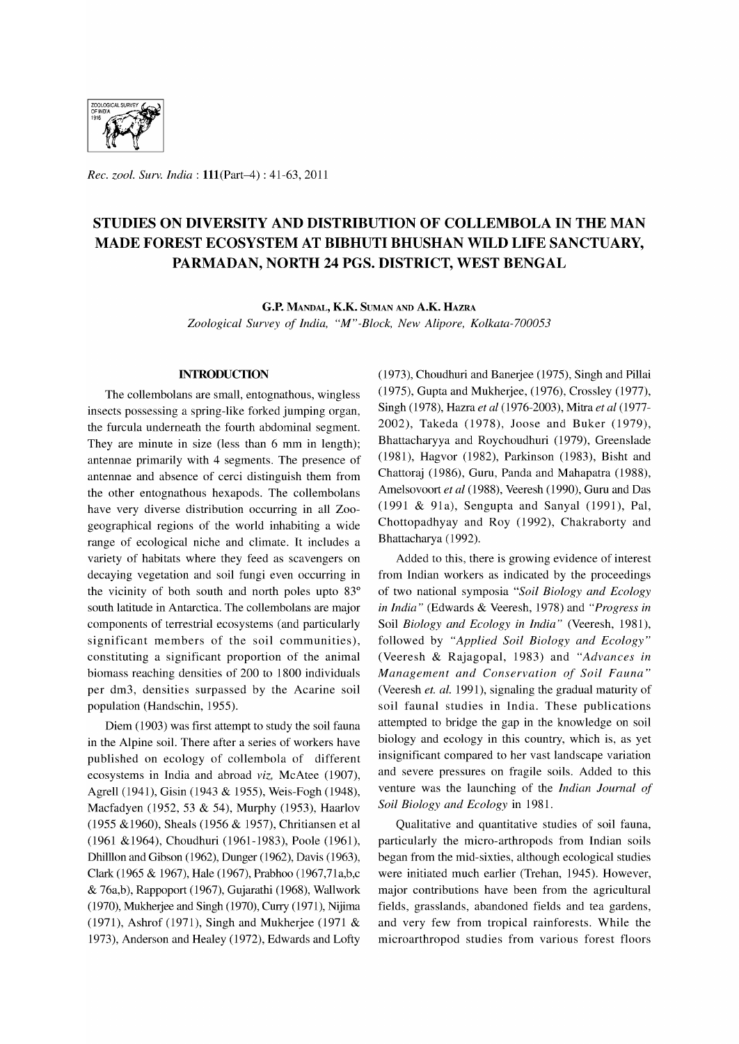# STUDIES ON DIVERSITY AND DISTRIBUTION OF COLLEMBOLA IN THE MAN MADE FOREST ECOSYSTEM AT BIBHUTI BHUSHAN WILD LIFE SANCTUARY, PARMADAN, NORTH 24 PGS. DISTRICT, WEST BENGAL

G.P. Mandal, K.K. Suman and A.K. Hazra

*Zoological Survey of India, "M"-Block, New Alipore, Kolkata-700053*

## INTRODUCTION

The collembolans are small, entognathous, wingless insects possessing a spring-like forked jumping organ, the furcula underneath the fourth abdominal segment. They are minute in size (less than 6 mm in length); antennae primarily with 4 segments. The presence of antennae and absence of cerci distinguish them from the other entognathous hexapods. The collembolans have very diverse distribution occurring in all Zoo-geographical regions of the world inhabiting a wide range of ecological niche and climate. It includes a variety of habitats where they feed as scavengers on decaying vegetation and soil fungi even occurring in the vicinity of both south and north poles upto 83° south latitude in Antarctica. The collembolans are major components of terrestrial ecosystems (and particularly significant members of the soil communities), constituting a significant proportion of the animal biomass reaching densities of 200 to 1800 individuals per dm3, densities surpassed by the Acarine soil population (Handschin, 1955).

Diem (1903) was first attempt to study the soil fauna in the Alpine soil. There after a series of workers have published on ecology of collembola of different ecosystems in India and abroad *viz,* McAtee (1907), Agrell (1941), Gisin (1943 & 1955), Weis-Fogh (1948), Macfadyen (1952, 53 & 54), Murphy (1953), Haarlov (1955 &1960), Sheals (1956 & 1957), Chritiansen et al (1961 &1964), Choudhuri (1961-1983), Poole (1961), Dhilllon and Gibson (1962), Dunger (1962), Davis (1963), Clark (1965 & 1967), Hale (1967), Prabhoo (1967,71a,b,c & 76a,b), Rappoport (1967), Gujarathi (1968), Wallwork (1970), Mukherjee and Singh (1970), Curry (1971), Nijima (1971), Ashrof (1971), Singh and Mukherjee (1971 & 1973), Anderson and Healey (1972), Edwards and Lofty (1973), Choudhuri and Banerjee (1975), Singh and Pillai (1975), Gupta and Mukherjee, (1976), Crossley (1977), Singh (1978), Hazra *et al* (1976-2003), Mitra *et al* (1977-2002), Takeda (1978), Joose and Buker (1979), Bhattacharyya and Roychoudhuri (1979), Greenslade (1981), Hagvor (1982), Parkinson (1983), Bisht and Chattoraj (1986), Guru, Panda and Mahapatra (1988), Amelsovoort *et al* (1988), Veeresh (1990), Guru and Das (1991 & 91a), Sengupta and Sanyal (1991), Pal, Chottopadhyay and Roy (1992), Chakraborty and Bhattacharya (1992).

Added to this, there is growing evidence of interest from Indian workers as indicated by the proceedings of two national symposia *"Soil Biology and Ecology in India"* (Edwards & Veeresh, 1978) and *"Progress in* Soil *Biology and Ecology in India"* (Veeresh, 1981), followed by *"Applied Soil Biology and Ecology"* (Veeresh & Rajagopal, 1983) and *"Advances in Management and Conservation of Soil Fauna"* (Veeresh *et. al.* 1991), signaling the gradual maturity of soil faunal studies in India. These publications attempted to bridge the gap in the knowledge on soil biology and ecology in this country, which is, as yet insignificant compared to her vast landscape variation and severe pressures on fragile soils. Added to this venture was the launching of the *Indian Journal of Soil Biology and Ecology* in 1981.

Qualitative and quantitative studies of soil fauna, particularly the micro-arthropods from Indian soils began from the mid-sixties, although ecological studies were initiated much earlier (Trehan, 1945). However, major contributions have been from the agricultural fields, grasslands, abandoned fields and tea gardens, and very few from tropical rainforests. While the microarthropod studies from various forest floors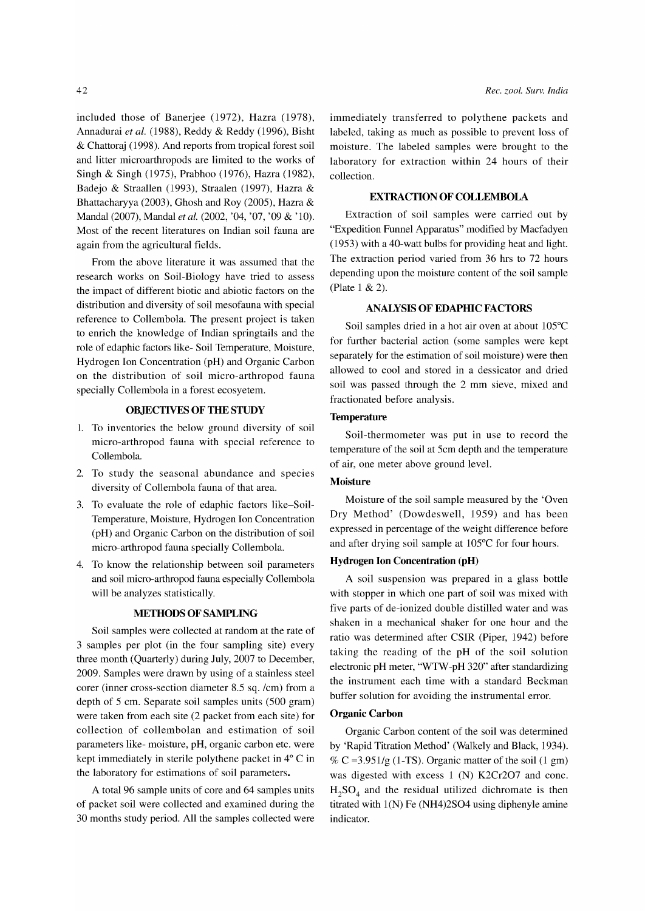included those of Banerjee (1972), Hazra (1978), Annadurai *et al.* (1988), Reddy & Reddy (1996), Bisht & Chattoraj (1998). And reports from tropical forest soil and litter microarthropods are limited to the works of Singh & Singh (1975), Prabhoo (1976), Hazra (1982), Badejo & Straallen (1993), Straalen (1997), Hazra & Bhattacharyya (2003), Ghosh and Roy (2005), Hazra & Mandal (2007), Mandal *et al.* (2002, '04, '07, '09 & '10). Most of the recent literatures on Indian soil fauna are again from the agricultural fields.

From the above literature it was assumed that the research works on Soil-Biology have tried to assess the impact of different biotic and abiotic factors on the distribution and diversity of soil mesofauna with special reference to Collembola. The present project is taken to enrich the knowledge of Indian springtails and the role of edaphic factors like- Soil Temperature, Moisture, Hydrogen Ion Concentration (pH) and Organic Carbon on the distribution of soil micro-arthropod fauna specially Collembola in a forest ecosyetem.

## OBJECTIVES OF THE STUDY

1. To inventories the below ground diversity of soil micro-arthropod fauna with special reference to Collembola.
2. To study the seasonal abundance and species diversity of Collembola fauna of that area.
3. To evaluate the role of edaphic factors like–Soil-Temperature, Moisture, Hydrogen Ion Concentration (pH) and Organic Carbon on the distribution of soil micro-arthropod fauna specially Collembola.
4. To know the relationship between soil parameters and soil micro-arthropod fauna especially Collembola will be analyzes statistically.

## METHODS OF SAMPLING

Soil samples were collected at random at the rate of 3 samples per plot (in the four sampling site) every three month (Quarterly) during July, 2007 to December, 2009. Samples were drawn by using of a stainless steel corer (inner cross-section diameter 8.5 sq. /cm) from a depth of 5 cm. Separate soil samples units (500 gram) were taken from each site (2 packet from each site) for collection of collembolan and estimation of soil parameters like- moisture, pH, organic carbon etc. were kept immediately in sterile polythene packet in 4° C in the laboratory for estimations of soil parameters**.**

A total 96 sample units of core and 64 samples units of packet soil were collected and examined during the 30 months study period. All the samples collected were immediately transferred to polythene packets and labeled, taking as much as possible to prevent loss of moisture. The labeled samples were brought to the laboratory for extraction within 24 hours of their collection.

## EXTRACTION OF COLLEMBOLA

Extraction of soil samples were carried out by "Expedition Funnel Apparatus" modified by Macfadyen (1953) with a 40-watt bulbs for providing heat and light. The extraction period varied from 36 hrs to 72 hours depending upon the moisture content of the soil sample (Plate 1 & 2).

## ANALYSIS OF EDAPHIC FACTORS

Soil samples dried in a hot air oven at about 105°C for further bacterial action (some samples were kept separately for the estimation of soil moisture) were then allowed to cool and stored in a dessicator and dried soil was passed through the 2 mm sieve, mixed and fractionated before analysis.

### Temperature

Soil-thermometer was put in use to record the temperature of the soil at 5cm depth and the temperature of air, one meter above ground level.

### Moisture

Moisture of the soil sample measured by the 'Oven Dry Method' (Dowdeswell, 1959) and has been expressed in percentage of the weight difference before and after drying soil sample at 105°C for four hours.

### Hydrogen Ion Concentration (pH)

A soil suspension was prepared in a glass bottle with stopper in which one part of soil was mixed with five parts of de-ionized double distilled water and was shaken in a mechanical shaker for one hour and the ratio was determined after CSIR (Piper, 1942) before taking the reading of the pH of the soil solution electronic pH meter, "WTW-pH 320" after standardizing the instrument each time with a standard Beckman buffer solution for avoiding the instrumental error.

### Organic Carbon

Organic Carbon content of the soil was determined by 'Rapid Titration Method' (Walkely and Black, 1934). % C =3.951/g (1-TS). Organic matter of the soil (1 gm) was digested with excess 1 (N) $K_2Cr_2O_7$ and conc. $H_2SO_4$ and the residual utilized dichromate is then titrated with 1(N) $Fe(NH_4)_2SO_4$ using diphenyle amine indicator.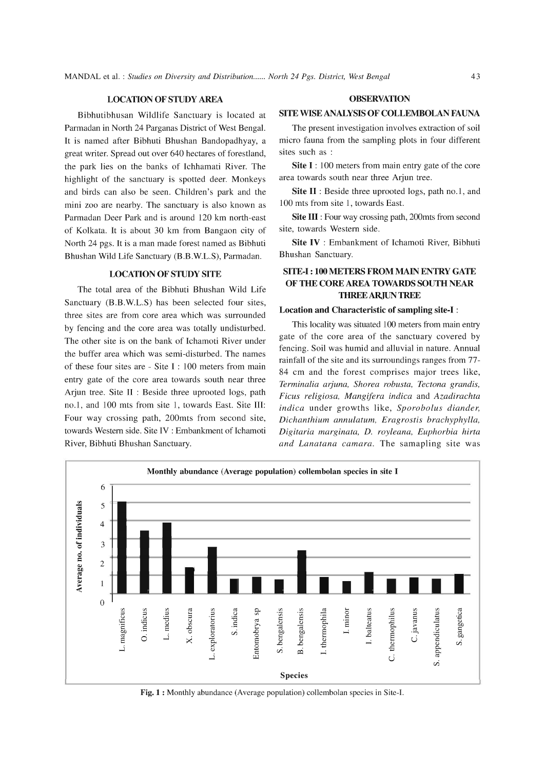## LOCATION OF STUDY AREA

Bibhutibhusan Wildlife Sanctuary is located at Parmadan in North 24 Parganas District of West Bengal. It is named after Bibhuti Bhushan Bandopadhyay, a great writer. Spread out over 640 hectares of forestland, the park lies on the banks of Ichhamati River. The highlight of the sanctuary is spotted deer. Monkeys and birds can also be seen. Children's park and the mini zoo are nearby. The sanctuary is also known as Parmadan Deer Park and is around 120 km north-east of Kolkata. It is about 30 km from Bangaon city of North 24 pgs. It is a man made forest named as Bibhuti Bhushan Wild Life Sanctuary (B.B.W.L.S), Parmadan.

## LOCATION OF STUDY SITE

The total area of the Bibhuti Bhushan Wild Life Sanctuary (B.B.W.L.S) has been selected four sites, three sites are from core area which was surrounded by fencing and the core area was totally undisturbed. The other site is on the bank of Ichamoti River under the buffer area which was semi-disturbed. The names of these four sites are - Site I : 100 meters from main entry gate of the core area towards south near three Arjun tree. Site II : Beside three uprooted logs, path no.1, and 100 mts from site 1, towards East. Site III: Four way crossing path, 200mts from second site, towards Western side. Site IV : Embankment of Ichamoti River, Bibhuti Bhushan Sanctuary.

## OBSERVATION

### SITE WISE ANALYSIS OF COLLEMBOLAN FAUNA

The present investigation involves extraction of soil micro fauna from the sampling plots in four different sites such as :

**Site I** : 100 meters from main entry gate of the core area towards south near three Arjun tree.

**Site II** : Beside three uprooted logs, path no.1, and 100 mts from site 1, towards East.

**Site III** : Four way crossing path, 200mts from second site, towards Western side.

**Site IV** : Embankment of Ichamoti River, Bibhuti Bhushan Sanctuary.

### SITE-I : 100 METERS FROM MAIN ENTRY GATE OF THE CORE AREA TOWARDS SOUTH NEAR THREE ARJUN TREE

**Location and Characteristic of sampling site-I** :

This locality was situated 100 meters from main entry gate of the core area of the sanctuary covered by fencing. Soil was humid and alluvial in nature. Annual rainfall of the site and its surroundings ranges from 77-84 cm and the forest comprises major trees like, *Terminalia arjuna, Shorea robusta, Tectona grandis, Ficus religiosa, Mangifera indica* and *Azadirachta indica* under growths like, *Sporobolus diander, Dichanthium annulatum, Eragrostis brachyphylla, Digitaria marginata, D. royleana, Euphorbia hirta and Lanatana camara*. The samapling site was

Monthly abundance (Average population) collembolan species in site I

**Fig. 1 :** Monthly abundance (Average population) collembolan species in Site-I.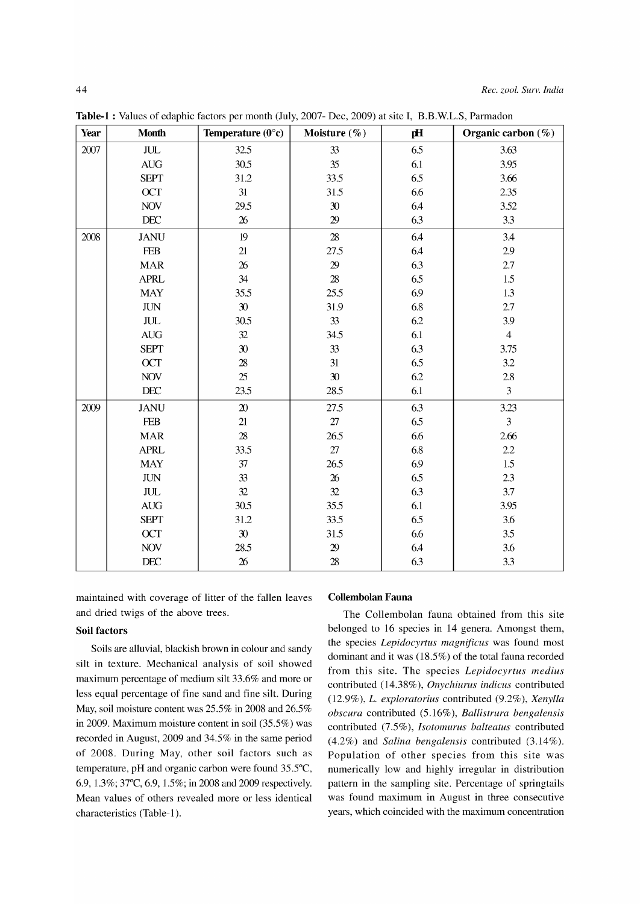**Table-1 :** Values of edaphic factors per month (July, 2007- Dec, 2009) at site I, B.B.W.L.S, Parmadon

| Year | Month | Temperature (0°c) | Moisture (%) | pH | Organic carbon (%) |
|---|---|---|---|---|---|
| 2007 | JUL | 32.5 | 33 | 6.5 | 3.63 |
| | AUG | 30.5 | 35 | 6.1 | 3.95 |
| | SEPT | 31.2 | 33.5 | 6.5 | 3.66 |
| | OCT | 31 | 31.5 | 6.6 | 2.35 |
| | NOV | 29.5 | 30 | 6.4 | 3.52 |
| | DEC | 26 | 29 | 6.3 | 3.3 |
| 2008 | JANU | 19 | 28 | 6.4 | 3.4 |
| | FEB | 21 | 27.5 | 6.4 | 2.9 |
| | MAR | 26 | 29 | 6.3 | 2.7 |
| | APRL | 34 | 28 | 6.5 | 1.5 |
| | MAY | 35.5 | 25.5 | 6.9 | 1.3 |
| | JUN | 30 | 31.9 | 6.8 | 2.7 |
| | JUL | 30.5 | 33 | 6.2 | 3.9 |
| | AUG | 32 | 34.5 | 6.1 | 4 |
| | SEPT | 30 | 33 | 6.3 | 3.75 |
| | OCT | 28 | 31 | 6.5 | 3.2 |
| | NOV | 25 | 30 | 6.2 | 2.8 |
| | DEC | 23.5 | 28.5 | 6.1 | 3 |
| 2009 | JANU | 20 | 27.5 | 6.3 | 3.23 |
| | FEB | 21 | 27 | 6.5 | 3 |
| | MAR | 28 | 26.5 | 6.6 | 2.66 |
| | APRL | 33.5 | 27 | 6.8 | 2.2 |
| | MAY | 37 | 26.5 | 6.9 | 1.5 |
| | JUN | 33 | 26 | 6.5 | 2.3 |
| | JUL | 32 | 32 | 6.3 | 3.7 |
| | AUG | 30.5 | 35.5 | 6.1 | 3.95 |
| | SEPT | 31.2 | 33.5 | 6.5 | 3.6 |
| | OCT | 30 | 31.5 | 6.6 | 3.5 |
| | NOV | 28.5 | 29 | 6.4 | 3.6 |
| | DEC | 26 | 28 | 6.3 | 3.3 |

maintained with coverage of litter of the fallen leaves and dried twigs of the above trees.

### Soil factors

Soils are alluvial, blackish brown in colour and sandy silt in texture. Mechanical analysis of soil showed maximum percentage of medium silt 33.6% and more or less equal percentage of fine sand and fine silt. During May, soil moisture content was 25.5% in 2008 and 26.5% in 2009. Maximum moisture content in soil (35.5%) was recorded in August, 2009 and 34.5% in the same period of 2008. During May, other soil factors such as temperature, pH and organic carbon were found 35.5°C, 6.9, 1.3%; 37°C, 6.9, 1.5%; in 2008 and 2009 respectively. Mean values of others revealed more or less identical characteristics (Table-1).

### Collembolan Fauna

The Collembolan fauna obtained from this site belonged to 16 species in 14 genera. Amongst them, the species *Lepidocyrtus magnificus* was found most dominant and it was (18.5%) of the total fauna recorded from this site. The species *Lepidocyrtus medius* contributed (14.38%), *Onychiurus indicus* contributed (12.9%), *L. exploratorius* contributed (9.2%), *Xenylla obscura* contributed (5.16%), *Ballistrura bengalensis* contributed (7.5%), *Isotomurus balteatus* contributed (4.2%) and *Salina bengalensis* contributed (3.14%). Population of other species from this site was numerically low and highly irregular in distribution pattern in the sampling site. Percentage of springtails was found maximum in August in three consecutive years, which coincided with the maximum concentration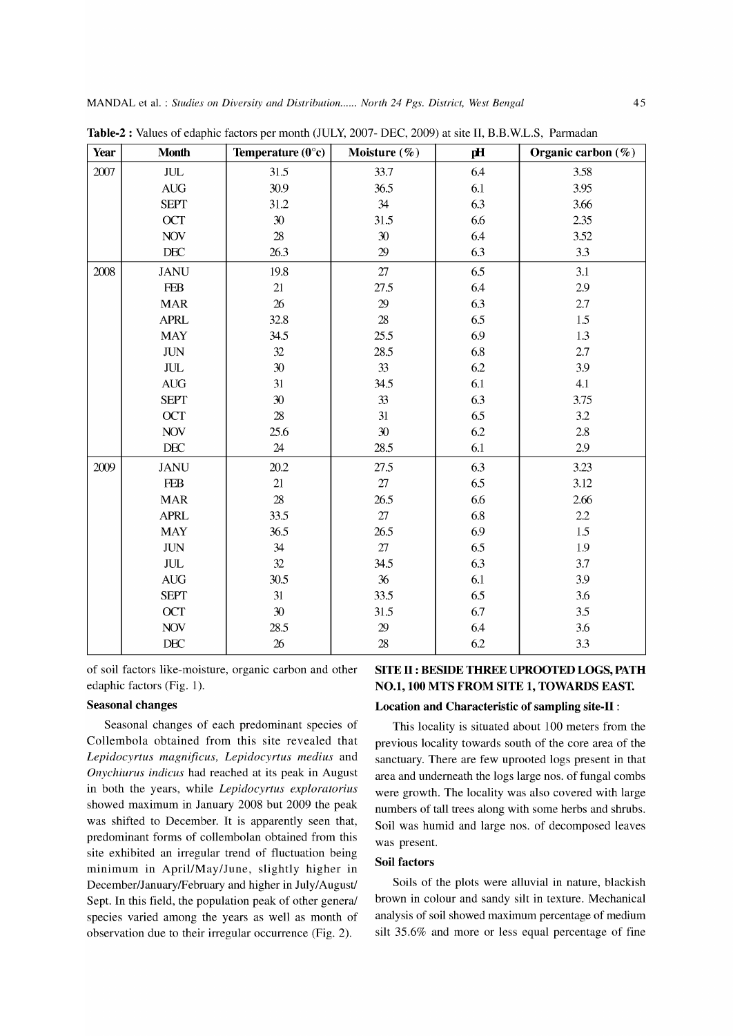**Table-2 :** Values of edaphic factors per month (JULY, 2007- DEC, 2009) at site II, B.B.W.L.S, Parmadan

| Year | Month | Temperature (0°c) | Moisture (%) | pH | Organic carbon (%) |
|---|---|---|---|---|---|
| 2007 | JUL | 31.5 | 33.7 | 6.4 | 3.58 |
| | AUG | 30.9 | 36.5 | 6.1 | 3.95 |
| | SEPT | 31.2 | 34 | 6.3 | 3.66 |
| | OCT | 30 | 31.5 | 6.6 | 2.35 |
| | NOV | 28 | 30 | 6.4 | 3.52 |
| | DEC | 26.3 | 29 | 6.3 | 3.3 |
| 2008 | JANU | 19.8 | 27 | 6.5 | 3.1 |
| | FEB | 21 | 27.5 | 6.4 | 2.9 |
| | MAR | 26 | 29 | 6.3 | 2.7 |
| | APRL | 32.8 | 28 | 6.5 | 1.5 |
| | MAY | 34.5 | 25.5 | 6.9 | 1.3 |
| | JUN | 32 | 28.5 | 6.8 | 2.7 |
| | JUL | 30 | 33 | 6.2 | 3.9 |
| | AUG | 31 | 34.5 | 6.1 | 4.1 |
| | SEPT | 30 | 33 | 6.3 | 3.75 |
| | OCT | 28 | 31 | 6.5 | 3.2 |
| | NOV | 25.6 | 30 | 6.2 | 2.8 |
| | DEC | 24 | 28.5 | 6.1 | 2.9 |
| 2009 | JANU | 20.2 | 27.5 | 6.3 | 3.23 |
| | FEB | 21 | 27 | 6.5 | 3.12 |
| | MAR | 28 | 26.5 | 6.6 | 2.66 |
| | APRL | 33.5 | 27 | 6.8 | 2.2 |
| | MAY | 36.5 | 26.5 | 6.9 | 1.5 |
| | JUN | 34 | 27 | 6.5 | 1.9 |
| | JUL | 32 | 34.5 | 6.3 | 3.7 |
| | AUG | 30.5 | 36 | 6.1 | 3.9 |
| | SEPT | 31 | 33.5 | 6.5 | 3.6 |
| | OCT | 30 | 31.5 | 6.7 | 3.5 |
| | NOV | 28.5 | 29 | 6.4 | 3.6 |
| | DEC | 26 | 28 | 6.2 | 3.3 |

of soil factors like-moisture, organic carbon and other edaphic factors (Fig. 1).

**Seasonal changes**

Seasonal changes of each predominant species of Collembola obtained from this site revealed that *Lepidocyrtus magnificus, Lepidocyrtus medius* and *Onychiurus indicus* had reached at its peak in August in both the years, while *Lepidocyrtus exploratorius* showed maximum in January 2008 but 2009 the peak was shifted to December. It is apparently seen that, predominant forms of collembolan obtained from this site exhibited an irregular trend of fluctuation being minimum in April/May/June, slightly higher in December/January/February and higher in July/August/ Sept. In this field, the population peak of other genera/ species varied among the years as well as month of observation due to their irregular occurrence (Fig. 2).

**SITE II : BESIDE THREE UPROOTED LOGS, PATH NO.1, 100 MTS FROM SITE 1, TOWARDS EAST.**

**Location and Characteristic of sampling site-II :**

This locality is situated about 100 meters from the previous locality towards south of the core area of the sanctuary. There are few uprooted logs present in that area and underneath the logs large nos. of fungal combs were growth. The locality was also covered with large numbers of tall trees along with some herbs and shrubs. Soil was humid and large nos. of decomposed leaves was present.

**Soil factors**

Soils of the plots were alluvial in nature, blackish brown in colour and sandy silt in texture. Mechanical analysis of soil showed maximum percentage of medium silt 35.6% and more or less equal percentage of fine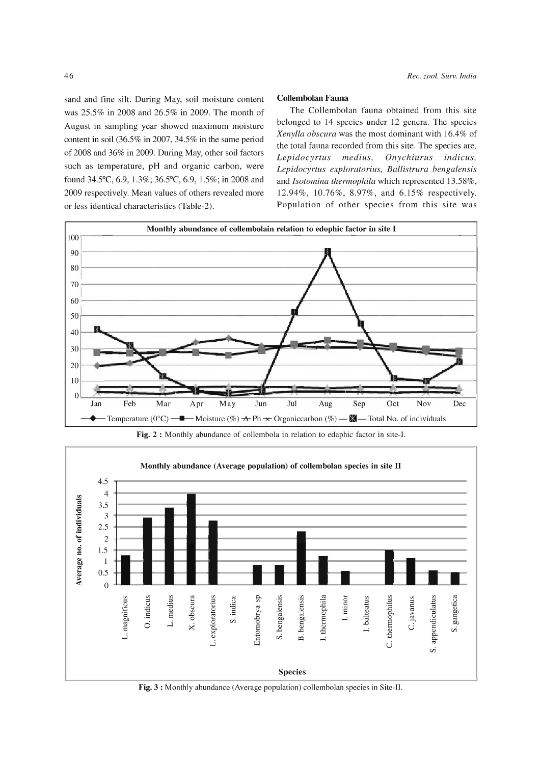sand and fine silt. During May, soil moisture content was 25.5% in 2008 and 26.5% in 2009. The month of August in sampling year showed maximum moisture content in soil (36.5% in 2007, 34.5% in the same period of 2008 and 36% in 2009. During May, other soil factors such as temperature, pH and organic carbon, were found 34.5ºC, 6.9, 1.3%; 36.5ºC, 6.9, 1.5%; in 2008 and 2009 respectively. Mean values of others revealed more or less identical characteristics (Table-2).

**Collembolan Fauna**

The Collembolan fauna obtained from this site belonged to 14 species under 12 genera. The species *Xenylla obscura* was the most dominant with 16.4% of the total fauna recorded from this site. The species are, *Lepidocyrtus medius, Onychiurus indicus, Lepidocyrtus exploratorius, Ballistrura bengalensis* and *Isotomina thermophila* which represented 13.58%, 12.94%, 10.76%, 8.97%, and 6.15% respectively. Population of other species from this site was

**Fig. 2 :** Monthly abundance of collembola in relation to edaphic factor in site-I.

**Fig. 3 :** Monthly abundance (Average population) collembolan species in Site-II.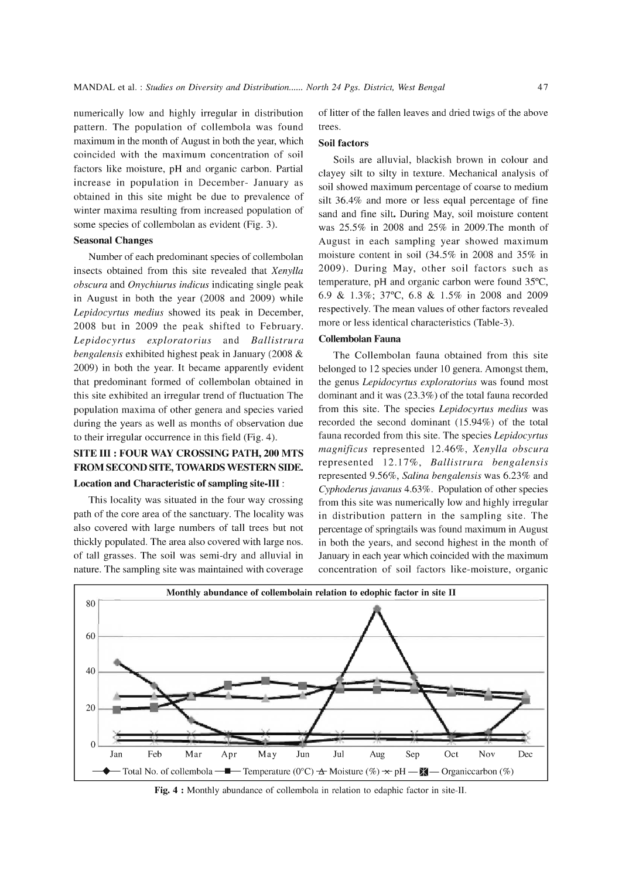numerically low and highly irregular in distribution pattern. The population of collembola was found maximum in the month of August in both the year, which coincided with the maximum concentration of soil factors like moisture, pH and organic carbon. Partial increase in population in December- January as obtained in this site might be due to prevalence of winter maxima resulting from increased population of some species of collembolan as evident (Fig. 3).

### Seasonal Changes

Number of each predominant species of collembolan insects obtained from this site revealed that *Xenylla obscura* and *Onychiurus indicus* indicating single peak in August in both the year (2008 and 2009) while *Lepidocyrtus medius* showed its peak in December, 2008 but in 2009 the peak shifted to February. *Lepidocyrtus exploratorius* and *Ballistrura bengalensis* exhibited highest peak in January (2008 & 2009) in both the year. It became apparently evident that predominant formed of collembolan obtained in this site exhibited an irregular trend of fluctuation The population maxima of other genera and species varied during the years as well as months of observation due to their irregular occurrence in this field (Fig. 4).

## SITE III : FOUR WAY CROSSING PATH, 200 MTS FROM SECOND SITE, TOWARDS WESTERN SIDE.

### Location and Characteristic of sampling site-III :

This locality was situated in the four way crossing path of the core area of the sanctuary. The locality was also covered with large numbers of tall trees but not thickly populated. The area also covered with large nos. of tall grasses. The soil was semi-dry and alluvial in nature. The sampling site was maintained with coverage of litter of the fallen leaves and dried twigs of the above trees.

### Soil factors

Soils are alluvial, blackish brown in colour and clayey silt to silty in texture. Mechanical analysis of soil showed maximum percentage of coarse to medium silt 36.4% and more or less equal percentage of fine sand and fine silt**.** During May, soil moisture content was 25.5% in 2008 and 25% in 2009.The month of August in each sampling year showed maximum moisture content in soil (34.5% in 2008 and 35% in 2009). During May, other soil factors such as temperature, pH and organic carbon were found 35ºC, 6.9 & 1.3%; 37ºC, 6.8 & 1.5% in 2008 and 2009 respectively. The mean values of other factors revealed more or less identical characteristics (Table-3).

### Collembolan Fauna

The Collembolan fauna obtained from this site belonged to 12 species under 10 genera. Amongst them, the genus *Lepidocyrtus exploratorius* was found most dominant and it was (23.3%) of the total fauna recorded from this site. The species *Lepidocyrtus medius* was recorded the second dominant (15.94%) of the total fauna recorded from this site. The species *Lepidocyrtus magnificus* represented 12.46%, *Xenylla obscura* represented 12.17%, *Ballistrura bengalensis* represented 9.56%, *Salina bengalensis* was 6.23% and *Cyphoderus javanus* 4.63%. Population of other species from this site was numerically low and highly irregular in distribution pattern in the sampling site. The percentage of springtails was found maximum in August in both the years, and second highest in the month of January in each year which coincided with the maximum concentration of soil factors like-moisture, organic

Fig. 4 : Monthly abundance of collembola in relation to edaphic factor in site-II.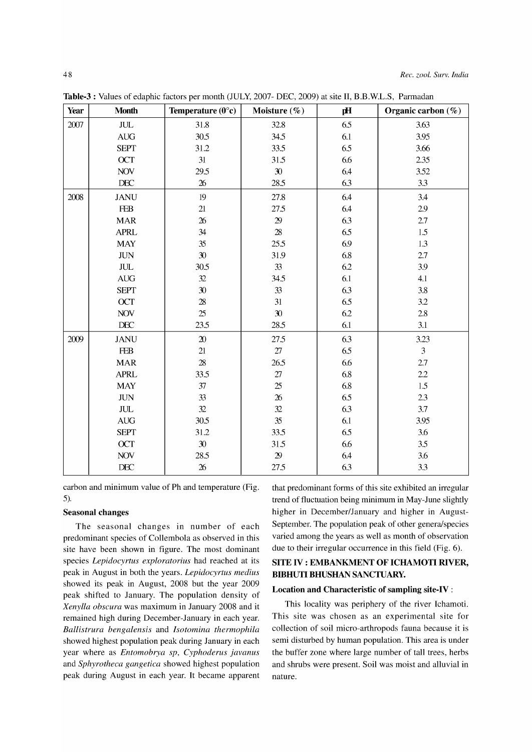**Table-3 :** Values of edaphic factors per month (JULY, 2007- DEC, 2009) at site II, B.B.W.L.S, Parmadan

| Year | Month | Temperature (0°c) | Moisture (%) | pH | Organic carbon (%) |
|---|---|---|---|---|---|
| 2007 | JUL | 31.8 | 32.8 | 6.5 | 3.63 |
| | AUG | 30.5 | 34.5 | 6.1 | 3.95 |
| | SEPT | 31.2 | 33.5 | 6.5 | 3.66 |
| | OCT | 31 | 31.5 | 6.6 | 2.35 |
| | NOV | 29.5 | 30 | 6.4 | 3.52 |
| | DEC | 26 | 28.5 | 6.3 | 3.3 |
| 2008 | JANU | 19 | 27.8 | 6.4 | 3.4 |
| | FEB | 21 | 27.5 | 6.4 | 2.9 |
| | MAR | 26 | 29 | 6.3 | 2.7 |
| | APRL | 34 | 28 | 6.5 | 1.5 |
| | MAY | 35 | 25.5 | 6.9 | 1.3 |
| | JUN | 30 | 31.9 | 6.8 | 2.7 |
| | JUL | 30.5 | 33 | 6.2 | 3.9 |
| | AUG | 32 | 34.5 | 6.1 | 4.1 |
| | SEPT | 30 | 33 | 6.3 | 3.8 |
| | OCT | 28 | 31 | 6.5 | 3.2 |
| | NOV | 25 | 30 | 6.2 | 2.8 |
| | DEC | 23.5 | 28.5 | 6.1 | 3.1 |
| 2009 | JANU | 20 | 27.5 | 6.3 | 3.23 |
| | FEB | 21 | 27 | 6.5 | 3 |
| | MAR | 28 | 26.5 | 6.6 | 2.7 |
| | APRL | 33.5 | 27 | 6.8 | 2.2 |
| | MAY | 37 | 25 | 6.8 | 1.5 |
| | JUN | 33 | 26 | 6.5 | 2.3 |
| | JUL | 32 | 32 | 6.3 | 3.7 |
| | AUG | 30.5 | 35 | 6.1 | 3.95 |
| | SEPT | 31.2 | 33.5 | 6.5 | 3.6 |
| | OCT | 30 | 31.5 | 6.6 | 3.5 |
| | NOV | 28.5 | 29 | 6.4 | 3.6 |
| | DEC | 26 | 27.5 | 6.3 | 3.3 |

carbon and minimum value of Ph and temperature (Fig. 5).

**Seasonal changes**

The seasonal changes in number of each predominant species of Collembola as observed in this site have been shown in figure. The most dominant species *Lepidocyrtus exploratorius* had reached at its peak in August in both the years. *Lepidocyrtus medius* showed its peak in August, 2008 but the year 2009 peak shifted to January. The population density of *Xenylla obscura* was maximum in January 2008 and it remained high during December-January in each year. *Ballistrura bengalensis* and *Isotomina thermophila* showed highest population peak during January in each year where as *Entomobrya sp*, *Cyphoderus javanus* and *Sphyrotheca gangetica* showed highest population peak during August in each year. It became apparent that predominant forms of this site exhibited an irregular trend of fluctuation being minimum in May-June slightly higher in December/January and higher in August-September. The population peak of other genera/species varied among the years as well as month of observation due to their irregular occurrence in this field (Fig. 6).

## SITE IV : EMBANKMENT OF ICHAMOTI RIVER, BIBHUTI BHUSHAN SANCTUARY.

### Location and Characteristic of sampling site-IV :

This locality was periphery of the river Ichamoti. This site was chosen as an experimental site for collection of soil micro-arthropods fauna because it is semi disturbed by human population. This area is under the buffer zone where large number of tall trees, herbs and shrubs were present. Soil was moist and alluvial in nature.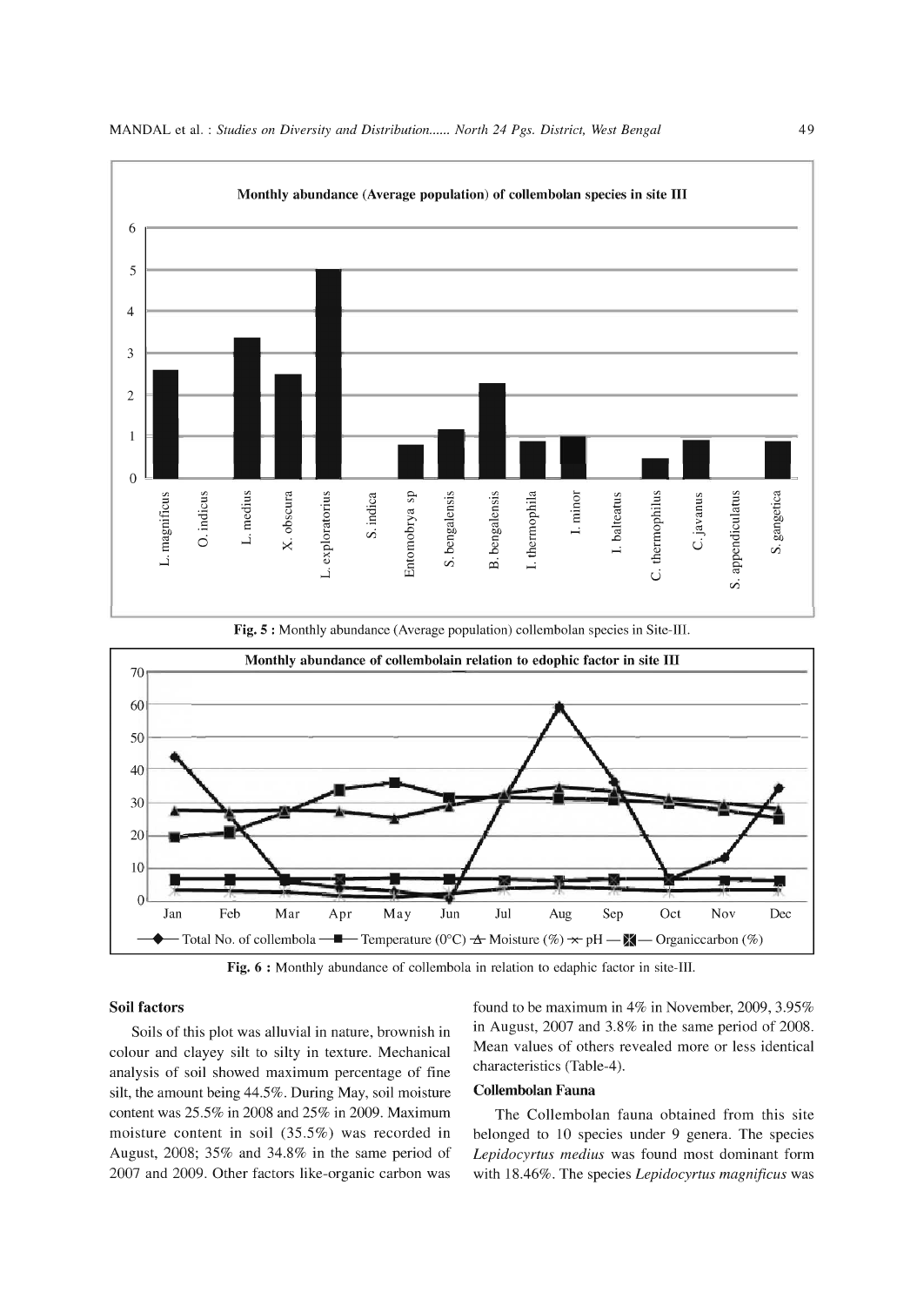**Fig. 5 :** Monthly abundance (Average population) collembolan species in Site-III.

**Fig. 6 :** Monthly abundance of collembola in relation to edaphic factor in site-III.

### Soil factors

Soils of this plot was alluvial in nature, brownish in colour and clayey silt to silty in texture. Mechanical analysis of soil showed maximum percentage of fine silt, the amount being 44.5%. During May, soil moisture content was 25.5% in 2008 and 25% in 2009. Maximum moisture content in soil (35.5%) was recorded in August, 2008; 35% and 34.8% in the same period of 2007 and 2009. Other factors like-organic carbon was found to be maximum in 4% in November, 2009, 3.95% in August, 2007 and 3.8% in the same period of 2008. Mean values of others revealed more or less identical characteristics (Table-4).

### Collembolan Fauna

The Collembolan fauna obtained from this site belonged to 10 species under 9 genera. The species *Lepidocyrtus medius* was found most dominant form with 18.46%. The species *Lepidocyrtus magnificus* was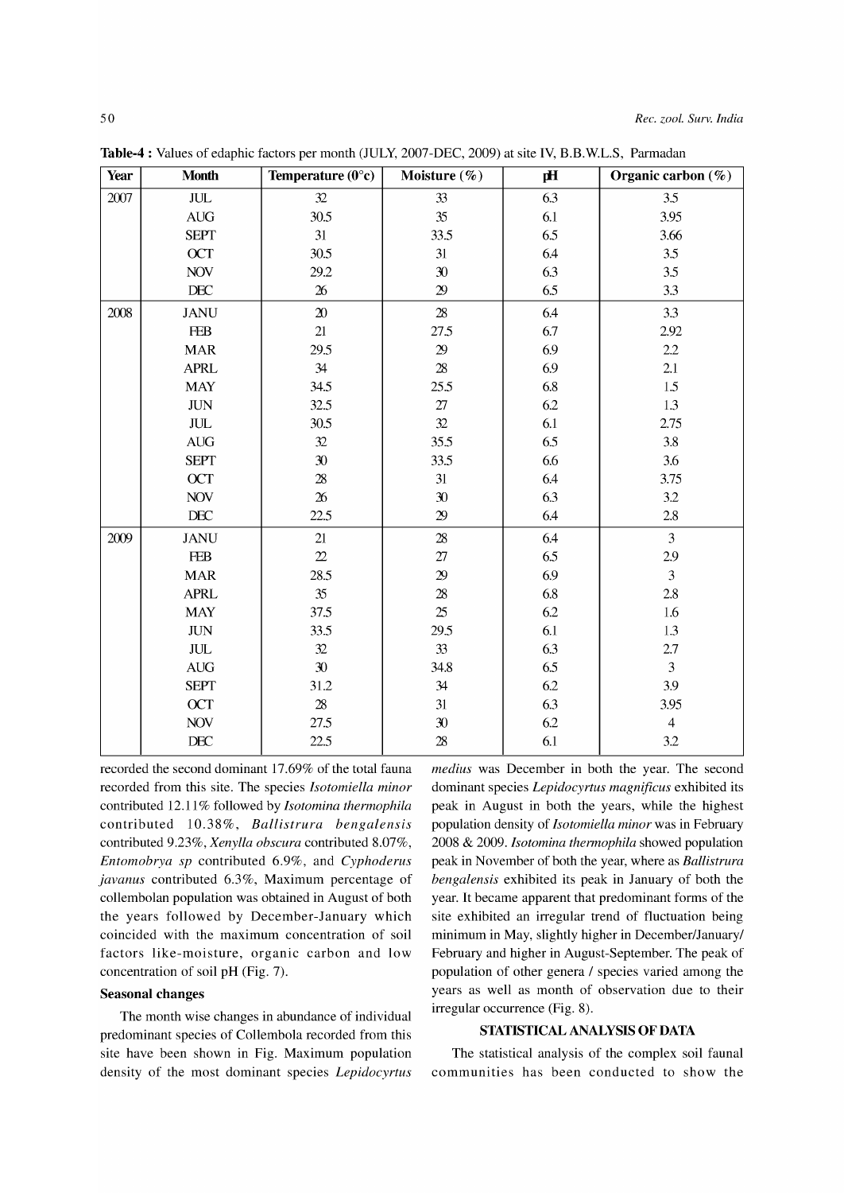**Table-4 :** Values of edaphic factors per month (JULY, 2007-DEC, 2009) at site IV, B.B.W.L.S, Parmadan

| Year | Month | Temperature (0°c) | Moisture (%) | pH | Organic carbon (%) |
|---|---|---|---|---|---|
| 2007 | JUL | 32 | 33 | 6.3 | 3.5 |
| | AUG | 30.5 | 35 | 6.1 | 3.95 |
| | SEPT | 31 | 33.5 | 6.5 | 3.66 |
| | OCT | 30.5 | 31 | 6.4 | 3.5 |
| | NOV | 29.2 | 30 | 6.3 | 3.5 |
| | DEC | 26 | 29 | 6.5 | 3.3 |
| 2008 | JANU | 20 | 28 | 6.4 | 3.3 |
| | FEB | 21 | 27.5 | 6.7 | 2.92 |
| | MAR | 29.5 | 29 | 6.9 | 2.2 |
| | APRL | 34 | 28 | 6.9 | 2.1 |
| | MAY | 34.5 | 25.5 | 6.8 | 1.5 |
| | JUN | 32.5 | 27 | 6.2 | 1.3 |
| | JUL | 30.5 | 32 | 6.1 | 2.75 |
| | AUG | 32 | 35.5 | 6.5 | 3.8 |
| | SEPT | 30 | 33.5 | 6.6 | 3.6 |
| | OCT | 28 | 31 | 6.4 | 3.75 |
| | NOV | 26 | 30 | 6.3 | 3.2 |
| | DEC | 22.5 | 29 | 6.4 | 2.8 |
| 2009 | JANU | 21 | 28 | 6.4 | 3 |
| | FEB | 22 | 27 | 6.5 | 2.9 |
| | MAR | 28.5 | 29 | 6.9 | 3 |
| | APRL | 35 | 28 | 6.8 | 2.8 |
| | MAY | 37.5 | 25 | 6.2 | 1.6 |
| | JUN | 33.5 | 29.5 | 6.1 | 1.3 |
| | JUL | 32 | 33 | 6.3 | 2.7 |
| | AUG | 30 | 34.8 | 6.5 | 3 |
| | SEPT | 31.2 | 34 | 6.2 | 3.9 |
| | OCT | 28 | 31 | 6.3 | 3.95 |
| | NOV | 27.5 | 30 | 6.2 | 4 |
| | DEC | 22.5 | 28 | 6.1 | 3.2 |

recorded the second dominant 17.69% of the total fauna recorded from this site. The species *Isotomiella minor* contributed 12.11% followed by *Isotomina thermophila* contributed 10.38%, *Ballistrura bengalensis* contributed 9.23%, *Xenylla obscura* contributed 8.07%, *Entomobrya sp* contributed 6.9%, and *Cyphoderus javanus* contributed 6.3%, Maximum percentage of collembolan population was obtained in August of both the years followed by December-January which coincided with the maximum concentration of soil factors like-moisture, organic carbon and low concentration of soil pH (Fig. 7).

**Seasonal changes**

The month wise changes in abundance of individual predominant species of Collembola recorded from this site have been shown in Fig. Maximum population density of the most dominant species *Lepidocyrtus medius* was December in both the year. The second dominant species *Lepidocyrtus magnificus* exhibited its peak in August in both the years, while the highest population density of *Isotomiella minor* was in February 2008 & 2009. *Isotomina thermophila* showed population peak in November of both the year, where as *Ballistrura bengalensis* exhibited its peak in January of both the year. It became apparent that predominant forms of the site exhibited an irregular trend of fluctuation being minimum in May, slightly higher in December/January/February and higher in August-September. The peak of population of other genera / species varied among the years as well as month of observation due to their irregular occurrence (Fig. 8).

## STATISTICAL ANALYSIS OF DATA

The statistical analysis of the complex soil faunal communities has been conducted to show the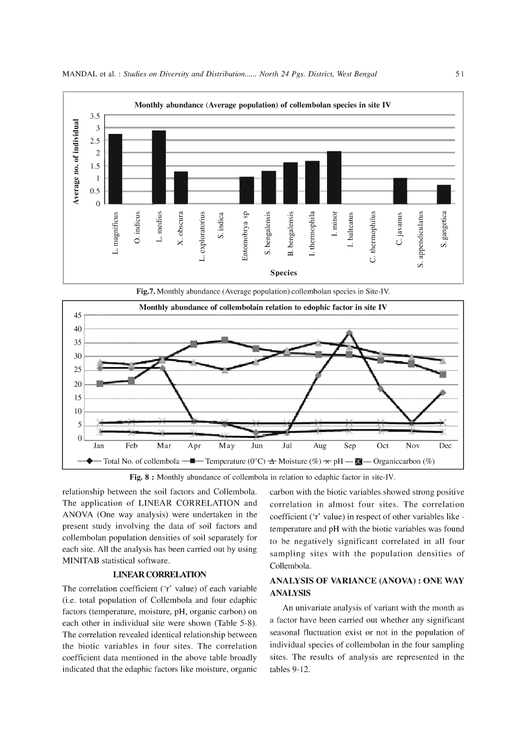Fig.7. Monthly abundance (Average population) collembolan species in Site-IV.

Fig. 8 : Monthly abundance of collembola in relation to edaphic factor in site-IV.

relationship between the soil factors and Collembola. The application of LINEAR CORRELATION and ANOVA (One way analysis) were undertaken in the present study involving the data of soil factors and collembolan population densities of soil separately for each site. All the analysis has been carried out by using MINITAB statistical software.

## LINEAR CORRELATION

The correlation coefficient ('r' value) of each variable (i.e. total population of Collembola and four edaphic factors (temperature, moisture, pH, organic carbon) on each other in individual site were shown (Table 5-8). The correlation revealed identical relationship between the biotic variables in four sites. The correlation coefficient data mentioned in the above table broadly indicated that the edaphic factors like moisture, organic carbon with the biotic variables showed strong positive correlation in almost four sites. The correlation coefficient ('r' value) in respect of other variables like - temperature and pH with the biotic variables was found to be negatively significant correlated in all four sampling sites with the population densities of Collembola.

## ANALYSIS OF VARIANCE (ANOVA) : ONE WAY ANALYSIS

An univariate analysis of variant with the month as a factor have been carried out whether any significant seasonal fluctuation exist or not in the population of individual species of collembolan in the four sampling sites. The results of analysis are represented in the tables 9-12.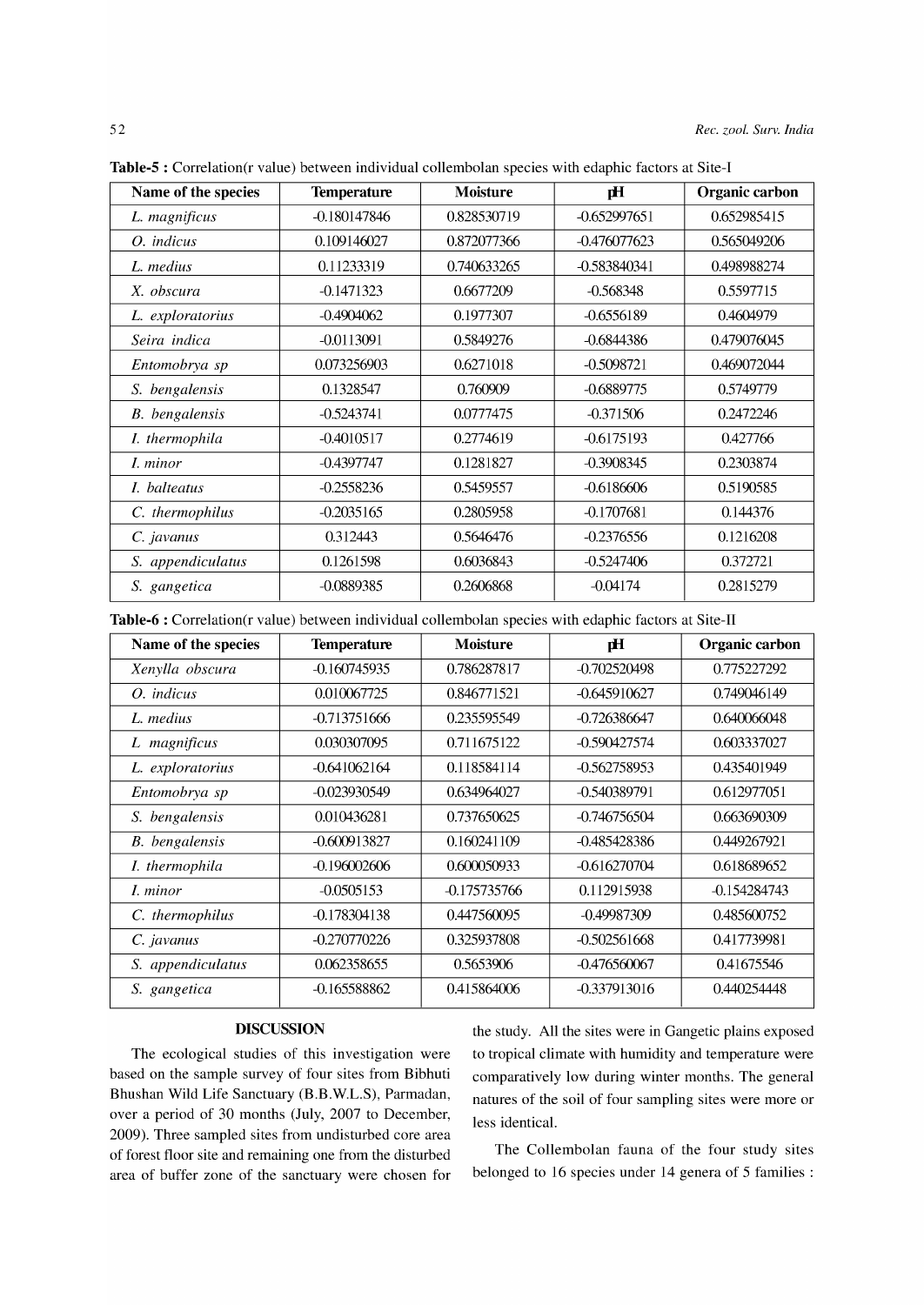**Table-5 :** Correlation(r value) between individual collembolan species with edaphic factors at Site-I

| Name of the species | Temperature | Moisture | pH | Organic carbon |
|---|---|---|---|---|
| *L. magnificus* | -0.180147846 | 0.828530719 | -0.652997651 | 0.652985415 |
| *O. indicus* | 0.109146027 | 0.872077366 | -0.476077623 | 0.565049206 |
| *L. medius* | 0.11233319 | 0.740633265 | -0.583840341 | 0.498988274 |
| *X. obscura* | -0.1471323 | 0.6677209 | -0.568348 | 0.5597715 |
| *L. exploratorius* | -0.4904062 | 0.1977307 | -0.6556189 | 0.4604979 |
| *Seira indica* | -0.0113091 | 0.5849276 | -0.6844386 | 0.479076045 |
| *Entomobrya sp* | 0.073256903 | 0.6271018 | -0.5098721 | 0.469072044 |
| *S. bengalensis* | 0.1328547 | 0.760909 | -0.6889775 | 0.5749779 |
| *B. bengalensis* | -0.5243741 | 0.0777475 | -0.371506 | 0.2472246 |
| *I. thermophila* | -0.4010517 | 0.2774619 | -0.6175193 | 0.427766 |
| *I. minor* | -0.4397747 | 0.1281827 | -0.3908345 | 0.2303874 |
| *I. balteatus* | -0.2558236 | 0.5459557 | -0.6186606 | 0.5190585 |
| *C. thermophilus* | -0.2035165 | 0.2805958 | -0.1707681 | 0.144376 |
| *C. javanus* | 0.312443 | 0.5646476 | -0.2376556 | 0.1216208 |
| *S. appendiculatus* | 0.1261598 | 0.6036843 | -0.5247406 | 0.372721 |
| *S. gangetica* | -0.0889385 | 0.2606868 | -0.04174 | 0.2815279 |

**Table-6 :** Correlation(r value) between individual collembolan species with edaphic factors at Site-II

| Name of the species | Temperature | Moisture | pH | Organic carbon |
|---|---|---|---|---|
| *Xenylla obscura* | -0.160745935 | 0.786287817 | -0.702520498 | 0.775227292 |
| *O. indicus* | 0.010067725 | 0.846771521 | -0.645910627 | 0.749046149 |
| *L. medius* | -0.713751666 | 0.235595549 | -0.726386647 | 0.640066048 |
| *L magnificus* | 0.030307095 | 0.711675122 | -0.590427574 | 0.603337027 |
| *L. exploratorius* | -0.641062164 | 0.118584114 | -0.562758953 | 0.435401949 |
| *Entomobrya sp* | -0.023930549 | 0.634964027 | -0.540389791 | 0.612977051 |
| *S. bengalensis* | 0.010436281 | 0.737650625 | -0.746756504 | 0.663690309 |
| *B. bengalensis* | -0.600913827 | 0.160241109 | -0.485428386 | 0.449267921 |
| *I. thermophila* | -0.196002606 | 0.600050933 | -0.616270704 | 0.618689652 |
| *I. minor* | -0.0505153 | -0.175735766 | 0.112915938 | -0.154284743 |
| *C. thermophilus* | -0.178304138 | 0.447560095 | -0.49987309 | 0.485600752 |
| *C. javanus* | -0.270770226 | 0.325937808 | -0.502561668 | 0.417739981 |
| *S. appendiculatus* | 0.062358655 | 0.5653906 | -0.476560067 | 0.41675546 |
| *S. gangetica* | -0.165588862 | 0.415864006 | -0.337913016 | 0.440254448 |

## DISCUSSION

The ecological studies of this investigation were based on the sample survey of four sites from Bibhuti Bhushan Wild Life Sanctuary (B.B.W.L.S), Parmadan, over a period of 30 months (July, 2007 to December, 2009). Three sampled sites from undisturbed core area of forest floor site and remaining one from the disturbed area of buffer zone of the sanctuary were chosen for the study. All the sites were in Gangetic plains exposed to tropical climate with humidity and temperature were comparatively low during winter months. The general natures of the soil of four sampling sites were more or less identical.

The Collembolan fauna of the four study sites belonged to 16 species under 14 genera of 5 families :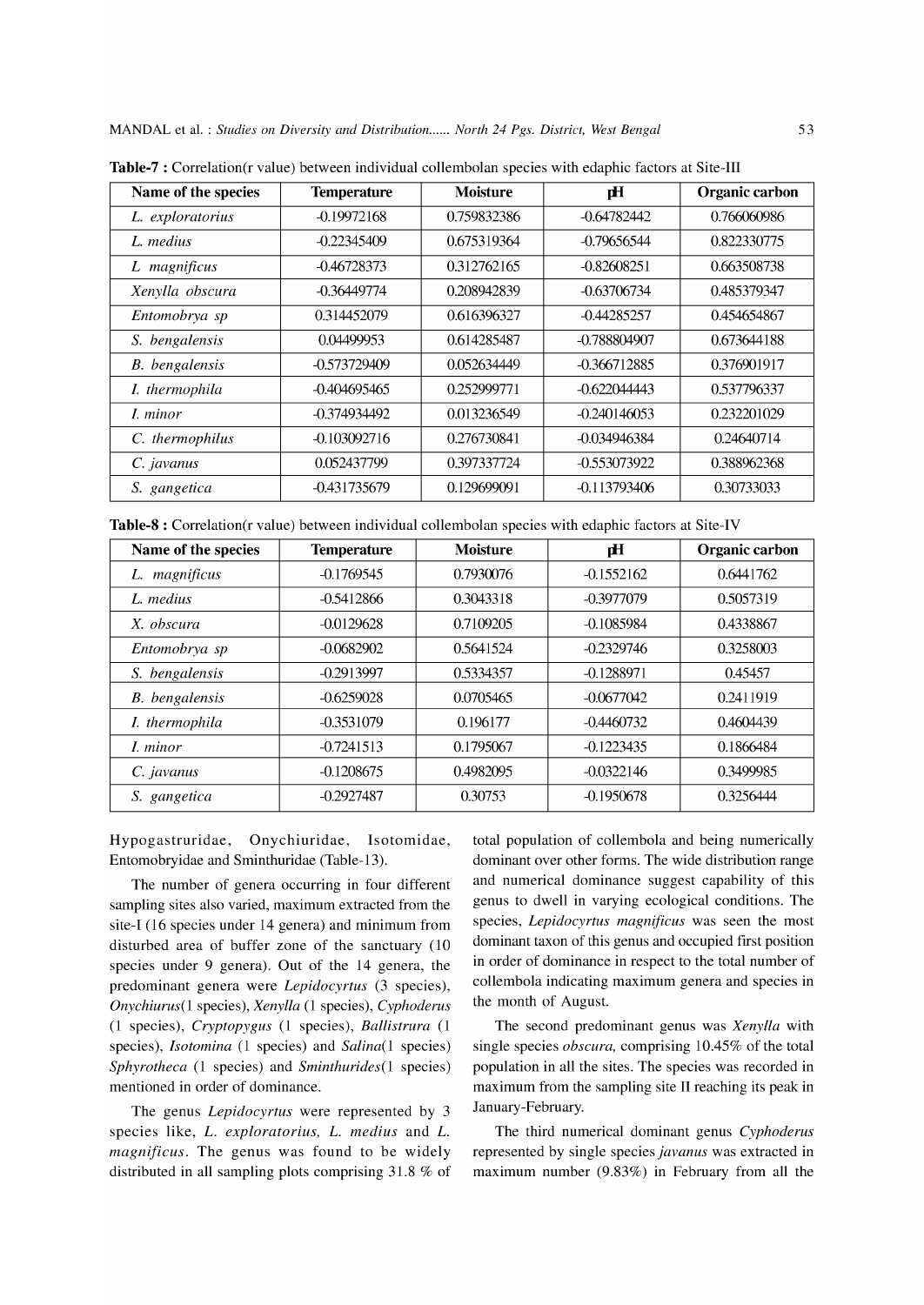**Table-7 :** Correlation(r value) between individual collembolan species with edaphic factors at Site-III

| Name of the species | Temperature | Moisture | pH | Organic carbon |
|---|---|---|---|---|
| *L. exploratorius* | -0.19972168 | 0.759832386 | -0.64782442 | 0.766060986 |
| *L. medius* | -0.22345409 | 0.675319364 | -0.79656544 | 0.822330775 |
| *L magnificus* | -0.46728373 | 0.312762165 | -0.82608251 | 0.663508738 |
| *Xenylla obscura* | -0.36449774 | 0.208942839 | -0.63706734 | 0.485379347 |
| *Entomobrya sp* | 0.314452079 | 0.616396327 | -0.44285257 | 0.454654867 |
| *S. bengalensis* | 0.04499953 | 0.614285487 | -0.788804907 | 0.673644188 |
| *B. bengalensis* | -0.573729409 | 0.052634449 | -0.366712885 | 0.376901917 |
| *I. thermophila* | -0.404695465 | 0.252999771 | -0.622044443 | 0.537796337 |
| *I. minor* | -0.374934492 | 0.013236549 | -0.240146053 | 0.232201029 |
| *C. thermophilus* | -0.103092716 | 0.276730841 | -0.034946384 | 0.24640714 |
| *C. javanus* | 0.052437799 | 0.397337724 | -0.553073922 | 0.388962368 |
| *S. gangetica* | -0.431735679 | 0.129699091 | -0.113793406 | 0.30733033 |

**Table-8 :** Correlation(r value) between individual collembolan species with edaphic factors at Site-IV

| Name of the species | Temperature | Moisture | pH | Organic carbon |
|---|---|---|---|---|
| *L. magnificus* | -0.1769545 | 0.7930076 | -0.1552162 | 0.6441762 |
| *L. medius* | -0.5412866 | 0.3043318 | -0.3977079 | 0.5057319 |
| *X. obscura* | -0.0129628 | 0.7109205 | -0.1085984 | 0.4338867 |
| *Entomobrya sp* | -0.0682902 | 0.5641524 | -0.2329746 | 0.3258003 |
| *S. bengalensis* | -0.2913997 | 0.5334357 | -0.1288971 | 0.45457 |
| *B. bengalensis* | -0.6259028 | 0.0705465 | -0.0677042 | 0.2411919 |
| *I. thermophila* | -0.3531079 | 0.196177 | -0.4460732 | 0.4604439 |
| *I. minor* | -0.7241513 | 0.1795067 | -0.1223435 | 0.1866484 |
| *C. javanus* | -0.1208675 | 0.4982095 | -0.0322146 | 0.3499985 |
| *S. gangetica* | -0.2927487 | 0.30753 | -0.1950678 | 0.3256444 |

Hypogastruridae, Onychiuridae, Isotomidae, Entomobryidae and Sminthuridae (Table-13).

The number of genera occurring in four different sampling sites also varied, maximum extracted from the site-I (16 species under 14 genera) and minimum from disturbed area of buffer zone of the sanctuary (10 species under 9 genera). Out of the 14 genera, the predominant genera were *Lepidocyrtus* (3 species), *Onychiurus*(1 species), *Xenylla* (1 species), *Cyphoderus* (1 species), *Cryptopygus* (1 species), *Ballistrura* (1 species), *Isotomina* (1 species) and *Salina*(1 species) *Sphyrotheca* (1 species) and *Sminthurides*(1 species) mentioned in order of dominance.

The genus *Lepidocyrtus* were represented by 3 species like, *L. exploratorius, L. medius* and *L. magnificus*. The genus was found to be widely distributed in all sampling plots comprising 31.8 % of total population of collembola and being numerically dominant over other forms. The wide distribution range and numerical dominance suggest capability of this genus to dwell in varying ecological conditions. The species, *Lepidocyrtus magnificus* was seen the most dominant taxon of this genus and occupied first position in order of dominance in respect to the total number of collembola indicating maximum genera and species in the month of August.

The second predominant genus was *Xenylla* with single species *obscura,* comprising 10.45% of the total population in all the sites. The species was recorded in maximum from the sampling site II reaching its peak in January-February.

The third numerical dominant genus *Cyphoderus* represented by single species *javanus* was extracted in maximum number (9.83%) in February from all the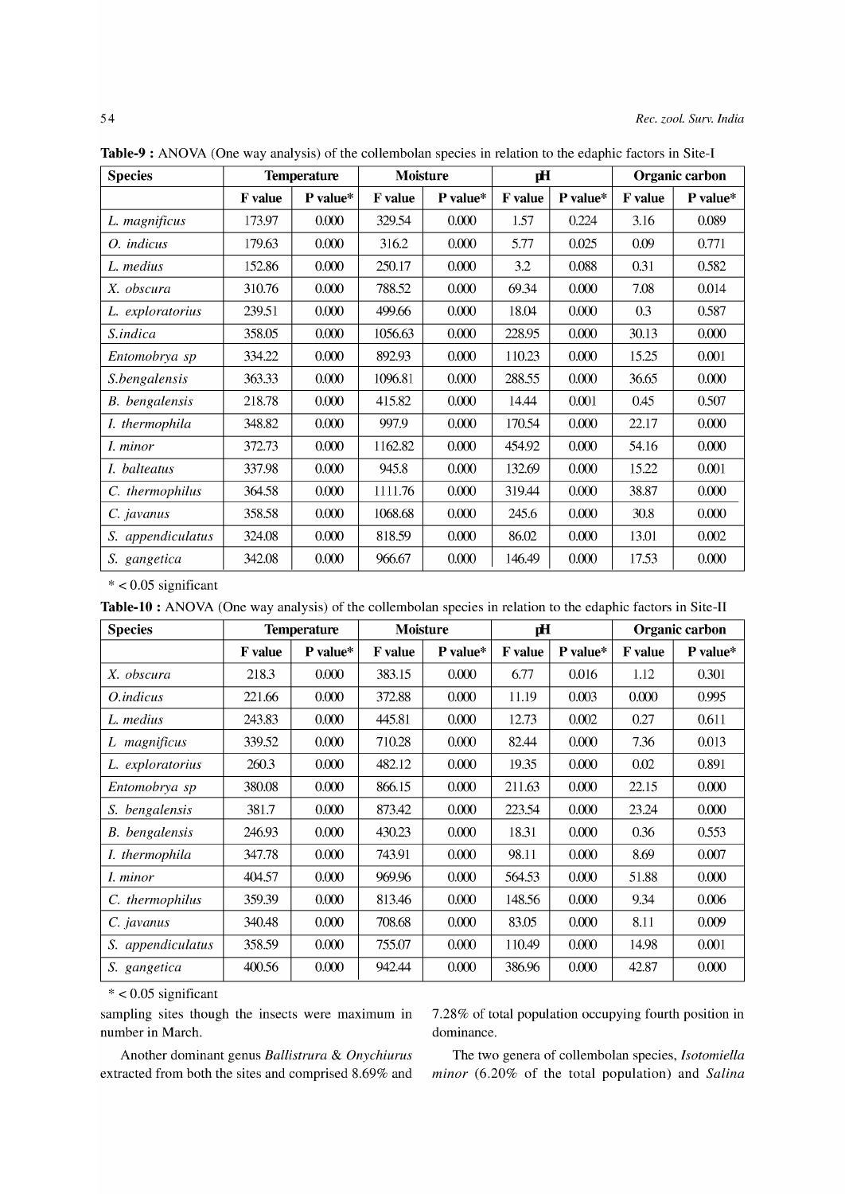**Table-9 :** ANOVA (One way analysis) of the collembolan species in relation to the edaphic factors in Site-I

| Species | Temperature | | Moisture | | pH | | Organic carbon | |
|---|---|---|---|---|---|---|---|---|
| | F value | P value* | F value | P value* | F value | P value* | F value | P value* |
| *L. magnificus* | 173.97 | 0.000 | 329.54 | 0.000 | 1.57 | 0.224 | 3.16 | 0.089 |
| *O. indicus* | 179.63 | 0.000 | 316.2 | 0.000 | 5.77 | 0.025 | 0.09 | 0.771 |
| *L. medius* | 152.86 | 0.000 | 250.17 | 0.000 | 3.2 | 0.088 | 0.31 | 0.582 |
| *X. obscura* | 310.76 | 0.000 | 788.52 | 0.000 | 69.34 | 0.000 | 7.08 | 0.014 |
| *L. exploratorius* | 239.51 | 0.000 | 499.66 | 0.000 | 18.04 | 0.000 | 0.3 | 0.587 |
| *S.indica* | 358.05 | 0.000 | 1056.63 | 0.000 | 228.95 | 0.000 | 30.13 | 0.000 |
| *Entomobrya sp* | 334.22 | 0.000 | 892.93 | 0.000 | 110.23 | 0.000 | 15.25 | 0.001 |
| *S.bengalensis* | 363.33 | 0.000 | 1096.81 | 0.000 | 288.55 | 0.000 | 36.65 | 0.000 |
| *B. bengalensis* | 218.78 | 0.000 | 415.82 | 0.000 | 14.44 | 0.001 | 0.45 | 0.507 |
| *I. thermophila* | 348.82 | 0.000 | 997.9 | 0.000 | 170.54 | 0.000 | 22.17 | 0.000 |
| *I. minor* | 372.73 | 0.000 | 1162.82 | 0.000 | 454.92 | 0.000 | 54.16 | 0.000 |
| *I. balteatus* | 337.98 | 0.000 | 945.8 | 0.000 | 132.69 | 0.000 | 15.22 | 0.001 |
| *C. thermophilus* | 364.58 | 0.000 | 1111.76 | 0.000 | 319.44 | 0.000 | 38.87 | 0.000 |
| *C. javanus* | 358.58 | 0.000 | 1068.68 | 0.000 | 245.6 | 0.000 | 30.8 | 0.000 |
| *S. appendiculatus* | 324.08 | 0.000 | 818.59 | 0.000 | 86.02 | 0.000 | 13.01 | 0.002 |
| *S. gangetica* | 342.08 | 0.000 | 966.67 | 0.000 | 146.49 | 0.000 | 17.53 | 0.000 |

* < 0.05 significant

**Table-10 :** ANOVA (One way analysis) of the collembolan species in relation to the edaphic factors in Site-II

| Species | Temperature | | Moisture | | pH | | Organic carbon | |
|---|---|---|---|---|---|---|---|---|
| | F value | P value* | F value | P value* | F value | P value* | F value | P value* |
| *X. obscura* | 218.3 | 0.000 | 383.15 | 0.000 | 6.77 | 0.016 | 1.12 | 0.301 |
| *O.indicus* | 221.66 | 0.000 | 372.88 | 0.000 | 11.19 | 0.003 | 0.000 | 0.995 |
| *L. medius* | 243.83 | 0.000 | 445.81 | 0.000 | 12.73 | 0.002 | 0.27 | 0.611 |
| *L magnificus* | 339.52 | 0.000 | 710.28 | 0.000 | 82.44 | 0.000 | 7.36 | 0.013 |
| *L. exploratorius* | 260.3 | 0.000 | 482.12 | 0.000 | 19.35 | 0.000 | 0.02 | 0.891 |
| *Entomobrya sp* | 380.08 | 0.000 | 866.15 | 0.000 | 211.63 | 0.000 | 22.15 | 0.000 |
| *S. bengalensis* | 381.7 | 0.000 | 873.42 | 0.000 | 223.54 | 0.000 | 23.24 | 0.000 |
| *B. bengalensis* | 246.93 | 0.000 | 430.23 | 0.000 | 18.31 | 0.000 | 0.36 | 0.553 |
| *I. thermophila* | 347.78 | 0.000 | 743.91 | 0.000 | 98.11 | 0.000 | 8.69 | 0.007 |
| *I. minor* | 404.57 | 0.000 | 969.96 | 0.000 | 564.53 | 0.000 | 51.88 | 0.000 |
| *C. thermophilus* | 359.39 | 0.000 | 813.46 | 0.000 | 148.56 | 0.000 | 9.34 | 0.006 |
| *C. javanus* | 340.48 | 0.000 | 708.68 | 0.000 | 83.05 | 0.000 | 8.11 | 0.009 |
| *S. appendiculatus* | 358.59 | 0.000 | 755.07 | 0.000 | 110.49 | 0.000 | 14.98 | 0.001 |
| *S. gangetica* | 400.56 | 0.000 | 942.44 | 0.000 | 386.96 | 0.000 | 42.87 | 0.000 |

* < 0.05 significant

sampling sites though the insects were maximum in number in March.

Another dominant genus *Ballistrura* & *Onychiurus* extracted from both the sites and comprised 8.69% and 7.28% of total population occupying fourth position in dominance.

The two genera of collembolan species, *Isotomiella minor* (6.20% of the total population) and *Salina*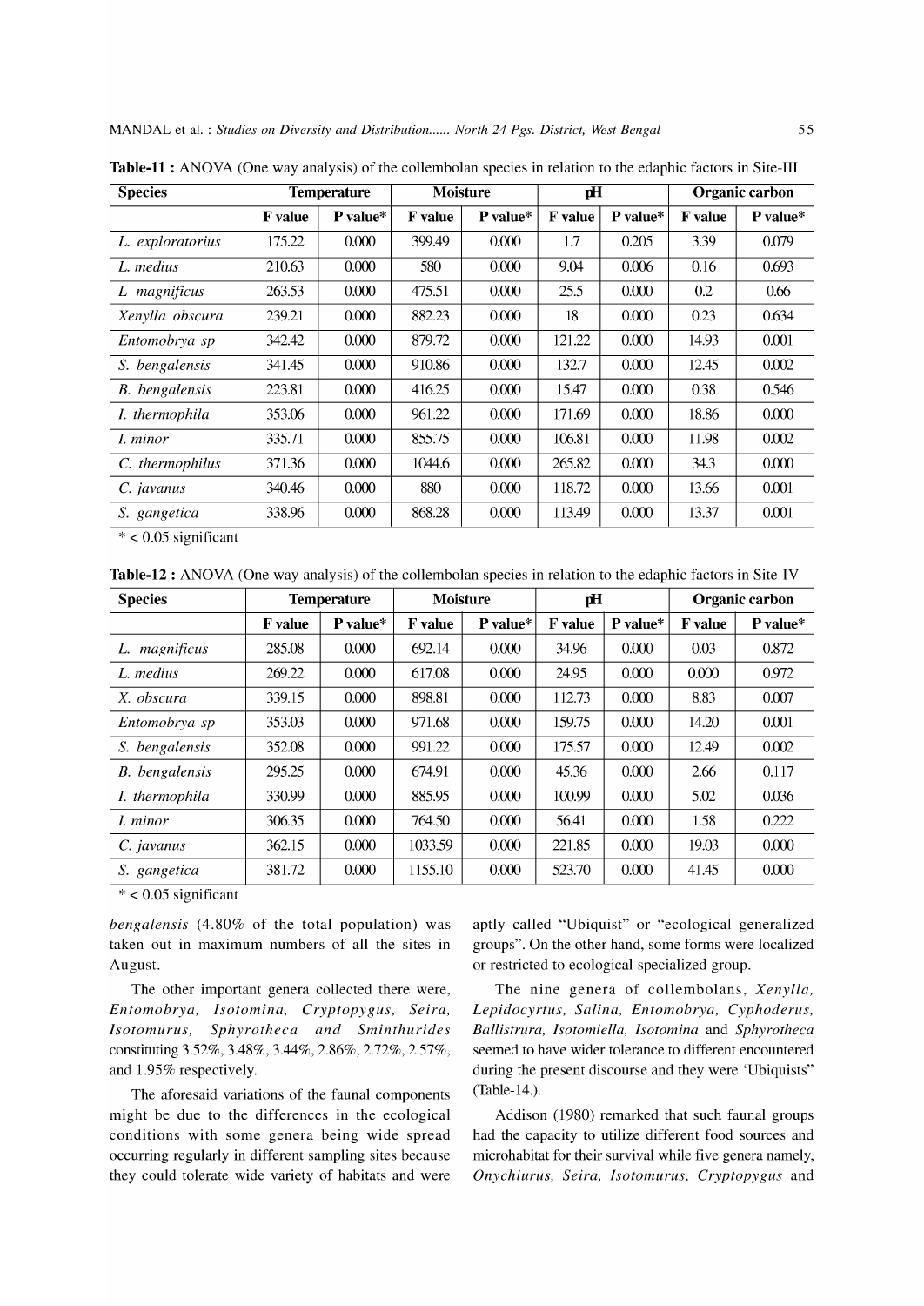**Table-11 :** ANOVA (One way analysis) of the collembolan species in relation to the edaphic factors in Site-III

| Species | Temperature | | Moisture | | pH | | Organic carbon | |
|---|---|---|---|---|---|---|---|---|
| | F value | P value* | F value | P value* | F value | P value* | F value | P value* |
| *L. exploratorius* | 175.22 | 0.000 | 399.49 | 0.000 | 1.7 | 0.205 | 3.39 | 0.079 |
| *L. medius* | 210.63 | 0.000 | 580 | 0.000 | 9.04 | 0.006 | 0.16 | 0.693 |
| *L magnificus* | 263.53 | 0.000 | 475.51 | 0.000 | 25.5 | 0.000 | 0.2 | 0.66 |
| *Xenylla obscura* | 239.21 | 0.000 | 882.23 | 0.000 | 18 | 0.000 | 0.23 | 0.634 |
| *Entomobrya sp* | 342.42 | 0.000 | 879.72 | 0.000 | 121.22 | 0.000 | 14.93 | 0.001 |
| *S. bengalensis* | 341.45 | 0.000 | 910.86 | 0.000 | 132.7 | 0.000 | 12.45 | 0.002 |
| *B. bengalensis* | 223.81 | 0.000 | 416.25 | 0.000 | 15.47 | 0.000 | 0.38 | 0.546 |
| *I. thermophila* | 353.06 | 0.000 | 961.22 | 0.000 | 171.69 | 0.000 | 18.86 | 0.000 |
| *I. minor* | 335.71 | 0.000 | 855.75 | 0.000 | 106.81 | 0.000 | 11.98 | 0.002 |
| *C. thermophilus* | 371.36 | 0.000 | 1044.6 | 0.000 | 265.82 | 0.000 | 34.3 | 0.000 |
| *C. javanus* | 340.46 | 0.000 | 880 | 0.000 | 118.72 | 0.000 | 13.66 | 0.001 |
| *S. gangetica* | 338.96 | 0.000 | 868.28 | 0.000 | 113.49 | 0.000 | 13.37 | 0.001 |

\* < 0.05 significant

**Table-12 :** ANOVA (One way analysis) of the collembolan species in relation to the edaphic factors in Site-IV

| Species | Temperature | | Moisture | | pH | | Organic carbon | |
|---|---|---|---|---|---|---|---|---|
| | F value | P value* | F value | P value* | F value | P value* | F value | P value* |
| *L. magnificus* | 285.08 | 0.000 | 692.14 | 0.000 | 34.96 | 0.000 | 0.03 | 0.872 |
| *L. medius* | 269.22 | 0.000 | 617.08 | 0.000 | 24.95 | 0.000 | 0.000 | 0.972 |
| *X. obscura* | 339.15 | 0.000 | 898.81 | 0.000 | 112.73 | 0.000 | 8.83 | 0.007 |
| *Entomobrya sp* | 353.03 | 0.000 | 971.68 | 0.000 | 159.75 | 0.000 | 14.20 | 0.001 |
| *S. bengalensis* | 352.08 | 0.000 | 991.22 | 0.000 | 175.57 | 0.000 | 12.49 | 0.002 |
| *B. bengalensis* | 295.25 | 0.000 | 674.91 | 0.000 | 45.36 | 0.000 | 2.66 | 0.117 |
| *I. thermophila* | 330.99 | 0.000 | 885.95 | 0.000 | 100.99 | 0.000 | 5.02 | 0.036 |
| *I. minor* | 306.35 | 0.000 | 764.50 | 0.000 | 56.41 | 0.000 | 1.58 | 0.222 |
| *C. javanus* | 362.15 | 0.000 | 1033.59 | 0.000 | 221.85 | 0.000 | 19.03 | 0.000 |
| *S. gangetica* | 381.72 | 0.000 | 1155.10 | 0.000 | 523.70 | 0.000 | 41.45 | 0.000 |

\* < 0.05 significant

*bengalensis* (4.80% of the total population) was taken out in maximum numbers of all the sites in August.

The other important genera collected there were, *Entomobrya, Isotomina, Cryptopygus, Seira, Isotomurus, Sphyrotheca and Sminthurides* constituting 3.52%, 3.48%, 3.44%, 2.86%, 2.72%, 2.57%, and 1.95% respectively.

The aforesaid variations of the faunal components might be due to the differences in the ecological conditions with some genera being wide spread occurring regularly in different sampling sites because they could tolerate wide variety of habitats and were aptly called "Ubiquist" or "ecological generalized groups". On the other hand, some forms were localized or restricted to ecological specialized group.

The nine genera of collembolans, *Xenylla, Lepidocyrtus, Salina, Entomobrya, Cyphoderus, Ballistrura, Isotomiella, Isotomina* and *Sphyrotheca* seemed to have wider tolerance to different encountered during the present discourse and they were 'Ubiquists" (Table-14.).

Addison (1980) remarked that such faunal groups had the capacity to utilize different food sources and microhabitat for their survival while five genera namely, *Onychiurus, Seira, Isotomurus, Cryptopygus* and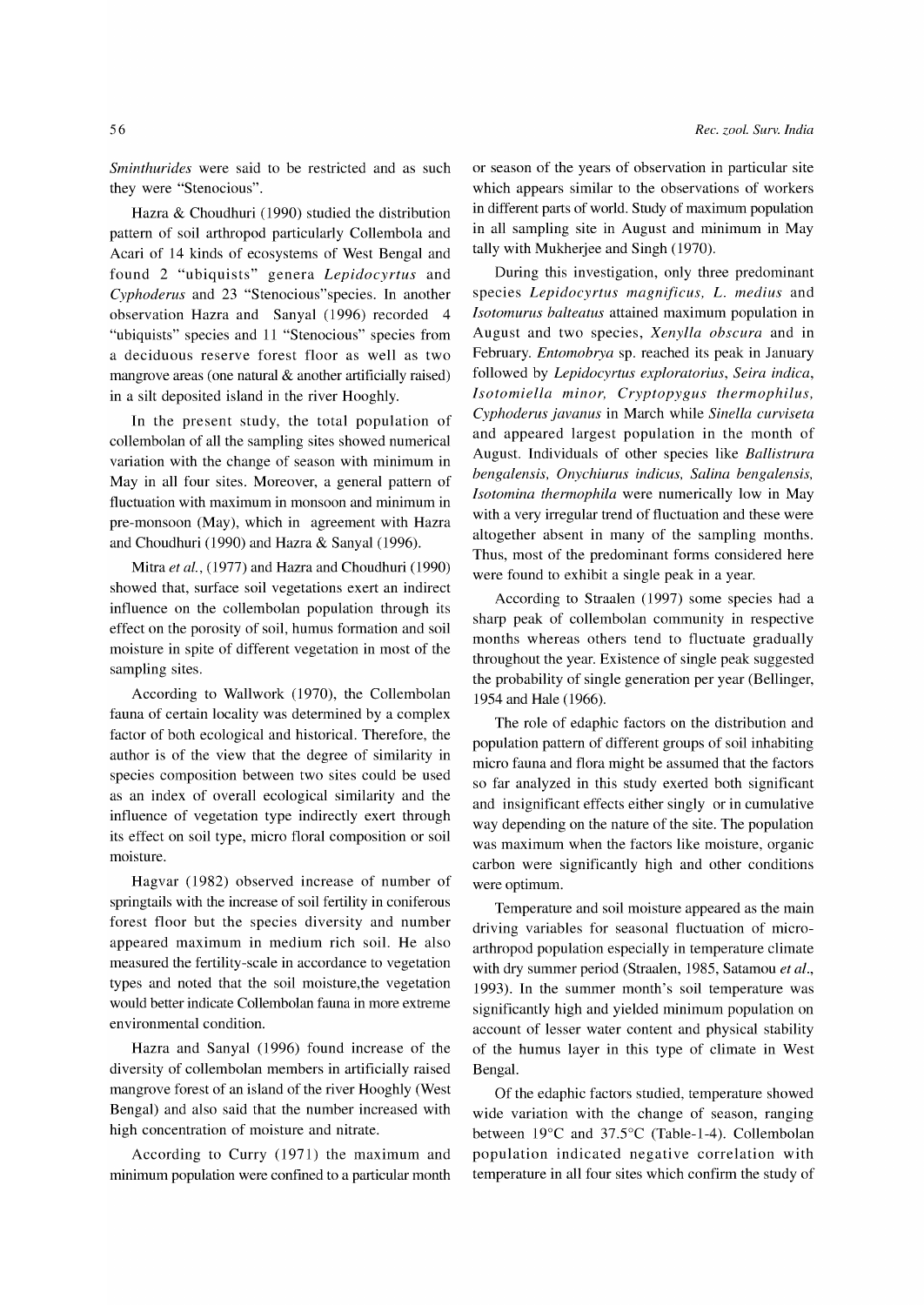*Sminthurides* were said to be restricted and as such they were "Stenocious".

Hazra & Choudhuri (1990) studied the distribution pattern of soil arthropod particularly Collembola and Acari of 14 kinds of ecosystems of West Bengal and found 2 "ubiquists" genera *Lepidocyrtus* and *Cyphoderus* and 23 "Stenocious"species. In another observation Hazra and Sanyal (1996) recorded 4 "ubiquists" species and 11 "Stenocious" species from a deciduous reserve forest floor as well as two mangrove areas (one natural & another artificially raised) in a silt deposited island in the river Hooghly.

In the present study, the total population of collembolan of all the sampling sites showed numerical variation with the change of season with minimum in May in all four sites. Moreover, a general pattern of fluctuation with maximum in monsoon and minimum in pre-monsoon (May), which in agreement with Hazra and Choudhuri (1990) and Hazra & Sanyal (1996).

Mitra *et al.*, (1977) and Hazra and Choudhuri (1990) showed that, surface soil vegetations exert an indirect influence on the collembolan population through its effect on the porosity of soil, humus formation and soil moisture in spite of different vegetation in most of the sampling sites.

According to Wallwork (1970), the Collembolan fauna of certain locality was determined by a complex factor of both ecological and historical. Therefore, the author is of the view that the degree of similarity in species composition between two sites could be used as an index of overall ecological similarity and the influence of vegetation type indirectly exert through its effect on soil type, micro floral composition or soil moisture.

Hagvar (1982) observed increase of number of springtails with the increase of soil fertility in coniferous forest floor but the species diversity and number appeared maximum in medium rich soil. He also measured the fertility-scale in accordance to vegetation types and noted that the soil moisture,the vegetation would better indicate Collembolan fauna in more extreme environmental condition.

Hazra and Sanyal (1996) found increase of the diversity of collembolan members in artificially raised mangrove forest of an island of the river Hooghly (West Bengal) and also said that the number increased with high concentration of moisture and nitrate.

According to Curry (1971) the maximum and minimum population were confined to a particular month or season of the years of observation in particular site which appears similar to the observations of workers in different parts of world. Study of maximum population in all sampling site in August and minimum in May tally with Mukherjee and Singh (1970).

During this investigation, only three predominant species *Lepidocyrtus magnificus, L. medius* and *Isotomurus balteatus* attained maximum population in August and two species, *Xenylla obscura* and in February. *Entomobrya* sp. reached its peak in January followed by *Lepidocyrtus exploratorius, Seira indica, Isotomiella minor, Cryptopygus thermophilus, Cyphoderus javanus* in March while *Sinella curviseta* and appeared largest population in the month of August. Individuals of other species like *Ballistrura bengalensis, Onychiurus indicus, Salina bengalensis, Isotomina thermophila* were numerically low in May with a very irregular trend of fluctuation and these were altogether absent in many of the sampling months. Thus, most of the predominant forms considered here were found to exhibit a single peak in a year.

According to Straalen (1997) some species had a sharp peak of collembolan community in respective months whereas others tend to fluctuate gradually throughout the year. Existence of single peak suggested the probability of single generation per year (Bellinger, 1954 and Hale (1966).

The role of edaphic factors on the distribution and population pattern of different groups of soil inhabiting micro fauna and flora might be assumed that the factors so far analyzed in this study exerted both significant and insignificant effects either singly or in cumulative way depending on the nature of the site. The population was maximum when the factors like moisture, organic carbon were significantly high and other conditions were optimum.

Temperature and soil moisture appeared as the main driving variables for seasonal fluctuation of micro-arthropod population especially in temperature climate with dry summer period (Straalen, 1985, Satamou *et al.*, 1993). In the summer month's soil temperature was significantly high and yielded minimum population on account of lesser water content and physical stability of the humus layer in this type of climate in West Bengal.

Of the edaphic factors studied, temperature showed wide variation with the change of season, ranging between 19°C and 37.5°C (Table-1-4). Collembolan population indicated negative correlation with temperature in all four sites which confirm the study of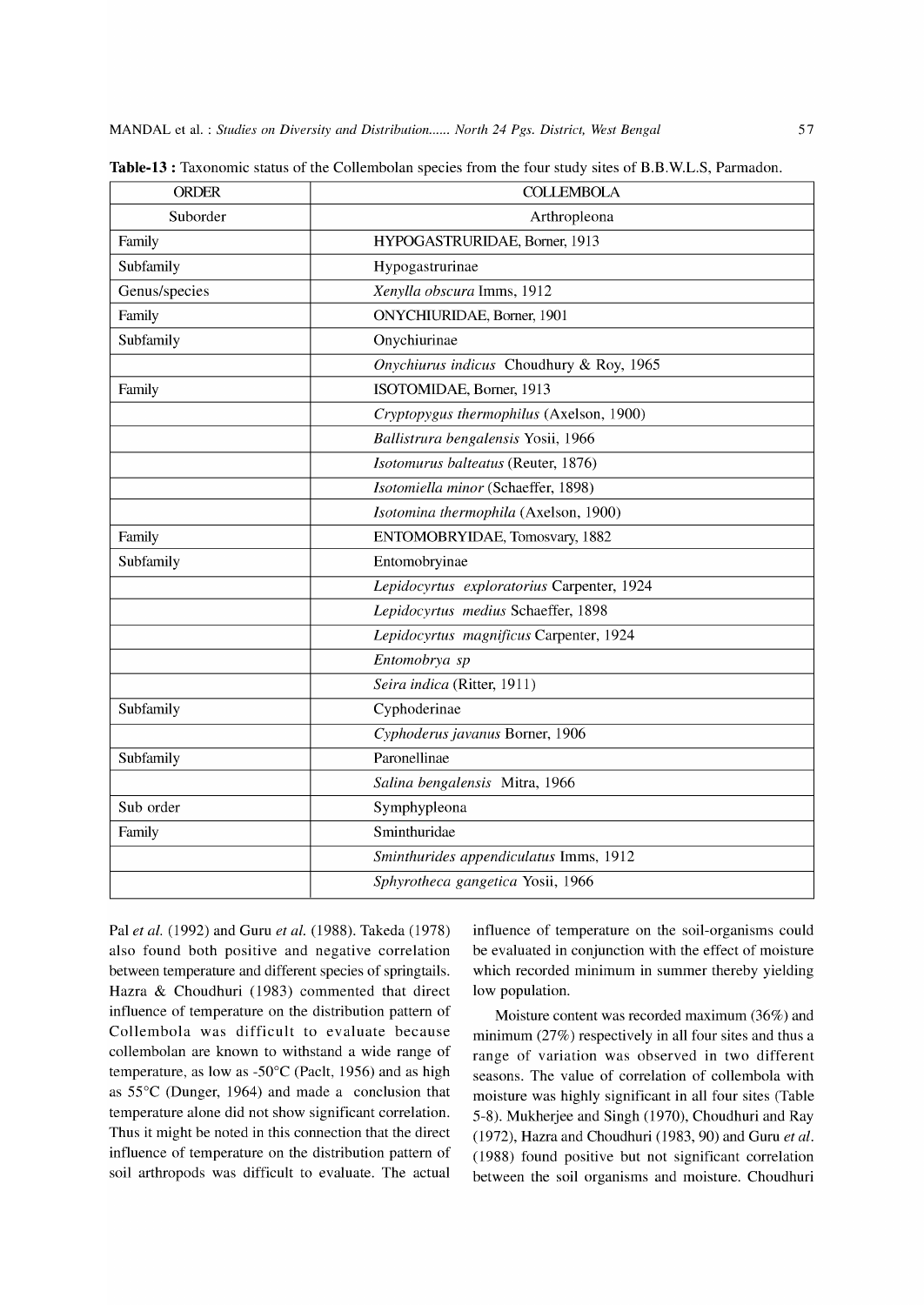**Table-13 :** Taxonomic status of the Collembolan species from the four study sites of B.B.W.L.S, Parmadon.

| ORDER | COLLEMBOLA |
|---|---|
| Suborder | Arthropleona |
| Family | HYPOGASTRURIDAE, Borner, 1913 |
| Subfamily | Hypogastrurinae |
| Genus/species | *Xenylla obscura* Imms, 1912 |
| Family | ONYCHIURIDAE, Borner, 1901 |
| Subfamily | Onychiurinae |
| | *Onychiurus indicus* Choudhury & Roy, 1965 |
| Family | ISOTOMIDAE, Borner, 1913 |
| | *Cryptopygus thermophilus* (Axelson, 1900) |
| | *Ballistrura bengalensis* Yosii, 1966 |
| | *Isotomurus balteatus* (Reuter, 1876) |
| | *Isotomiella minor* (Schaeffer, 1898) |
| | *Isotomina thermophila* (Axelson, 1900) |
| Family | ENTOMOBRYIDAE, Tomosvary, 1882 |
| Subfamily | Entomobryinae |
| | *Lepidocyrtus exploratorius* Carpenter, 1924 |
| | *Lepidocyrtus medius* Schaeffer, 1898 |
| | *Lepidocyrtus magnificus* Carpenter, 1924 |
| | *Entomobrya sp* |
| | *Seira indica* (Ritter, 1911) |
| Subfamily | Cyphoderinae |
| | *Cyphoderus javanus* Borner, 1906 |
| Subfamily | Paronellinae |
| | *Salina bengalensis* Mitra, 1966 |
| Sub order | Symphypleona |
| Family | Sminthuridae |
| | *Sminthurides appendiculatus* Imms, 1912 |
| | *Sphyrotheca gangetica* Yosii, 1966 |

Pal *et al.* (1992) and Guru *et al.* (1988). Takeda (1978) also found both positive and negative correlation between temperature and different species of springtails. Hazra & Choudhuri (1983) commented that direct influence of temperature on the distribution pattern of Collembola was difficult to evaluate because collembolan are known to withstand a wide range of temperature, as low as -50°C (Paclt, 1956) and as high as 55°C (Dunger, 1964) and made a conclusion that temperature alone did not show significant correlation. Thus it might be noted in this connection that the direct influence of temperature on the distribution pattern of soil arthropods was difficult to evaluate. The actual influence of temperature on the soil-organisms could be evaluated in conjunction with the effect of moisture which recorded minimum in summer thereby yielding low population.

Moisture content was recorded maximum (36%) and minimum (27%) respectively in all four sites and thus a range of variation was observed in two different seasons. The value of correlation of collembola with moisture was highly significant in all four sites (Table 5-8). Mukherjee and Singh (1970), Choudhuri and Ray (1972), Hazra and Choudhuri (1983, 90) and Guru *et al.* (1988) found positive but not significant correlation between the soil organisms and moisture. Choudhuri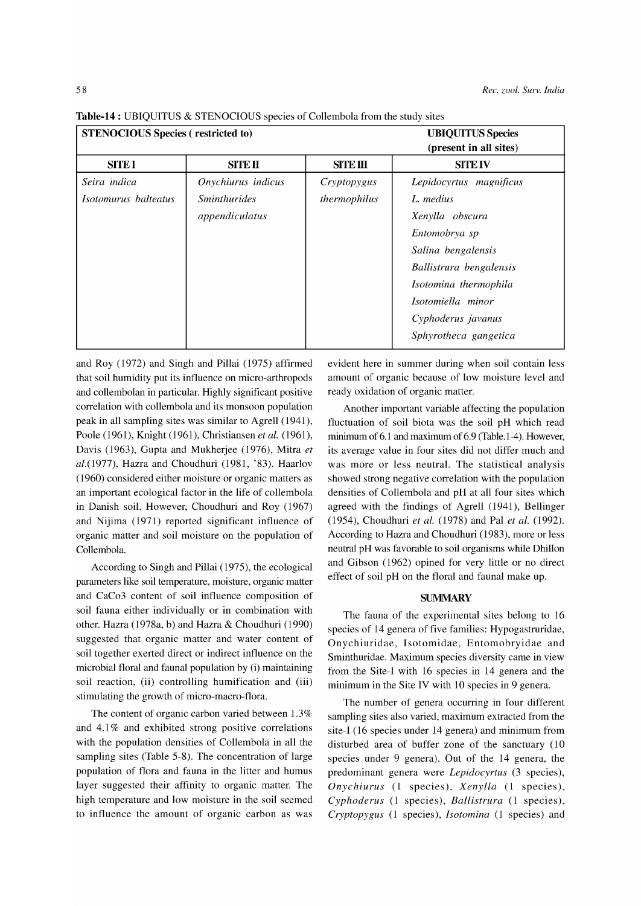**Table-14 :** UBIQUITUS & STENOCIOUS species of Collembola from the study sites

| STENOCIOUS Species ( restricted to) | | | UBIQUITUS Species (present in all sites) |
|---|---|---|---|
| **SITE I** | **SITE II** | **SITE III** | **SITE IV** |
| *Seira indica* | *Onychiurus indicus* | *Cryptopygus thermophilus* | *Lepidocyrtus magnificus* |
| *Isotomurus balteatus* | *Sminthurides appendiculatus* | | *L. medius* |
| | | | *Xenylla obscura* |
| | | | *Entomobrya sp* |
| | | | *Salina bengalensis* |
| | | | *Ballistrura bengalensis* |
| | | | *Isotomina thermophila* |
| | | | *Isotomiella minor* |
| | | | *Cyphoderus javanus* |
| | | | *Sphyrotheca gangetica* |

and Roy (1972) and Singh and Pillai (1975) affirmed that soil humidity put its influence on micro-arthropods and collembolan in particular. Highly significant positive correlation with collembola and its monsoon population peak in all sampling sites was similar to Agrell (1941), Poole (1961), Knight (1961), Christiansen *et al.* (1961), Davis (1963), Gupta and Mukherjee (1976), Mitra *et al.*(1977), Hazra and Choudhuri (1981, '83). Haarlov (1960) considered either moisture or organic matters as an important ecological factor in the life of collembola in Danish soil. However, Choudhuri and Roy (1967) and Nijima (1971) reported significant influence of organic matter and soil moisture on the population of Collembola.

According to Singh and Pillai (1975), the ecological parameters like soil temperature, moisture, organic matter and CaCo3 content of soil influence composition of soil fauna either individually or in combination with other. Hazra (1978a, b) and Hazra & Choudhuri (1990) suggested that organic matter and water content of soil together exerted direct or indirect influence on the microbial floral and faunal population by (i) maintaining soil reaction, (ii) controlling humification and (iii) stimulating the growth of micro-macro-flora.

The content of organic carbon varied between 1.3% and 4.1% and exhibited strong positive correlations with the population densities of Collembola in all the sampling sites (Table 5-8). The concentration of large population of flora and fauna in the litter and humus layer suggested their affinity to organic matter. The high temperature and low moisture in the soil seemed to influence the amount of organic carbon as was evident here in summer during when soil contain less amount of organic because of low moisture level and ready oxidation of organic matter.

Another important variable affecting the population fluctuation of soil biota was the soil pH which read minimum of 6.1 and maximum of 6.9 (Table.1-4). However, its average value in four sites did not differ much and was more or less neutral. The statistical analysis showed strong negative correlation with the population densities of Collembola and pH at all four sites which agreed with the findings of Agrell (1941), Bellinger (1954), Choudhuri *et al.* (1978) and Pal *et al.* (1992). According to Hazra and Choudhuri (1983), more or less neutral pH was favorable to soil organisms while Dhillon and Gibson (1962) opined for very little or no direct effect of soil pH on the floral and faunal make up.

## SUMMARY

The fauna of the experimental sites belong to 16 species of 14 genera of five families: Hypogastruridae, Onychiuridae, Isotomidae, Entomobryidae and Sminthuridae. Maximum species diversity came in view from the Site-I with 16 species in 14 genera and the minimum in the Site IV with 10 species in 9 genera.

The number of genera occurring in four different sampling sites also varied, maximum extracted from the site-I (16 species under 14 genera) and minimum from disturbed area of buffer zone of the sanctuary (10 species under 9 genera). Out of the 14 genera, the predominant genera were *Lepidocyrtus* (3 species), *Onychiurus* (1 species), *Xenylla* (1 species), *Cyphoderus* (1 species), *Ballistrura* (1 species), *Cryptopygus* (1 species), *Isotomina* (1 species) and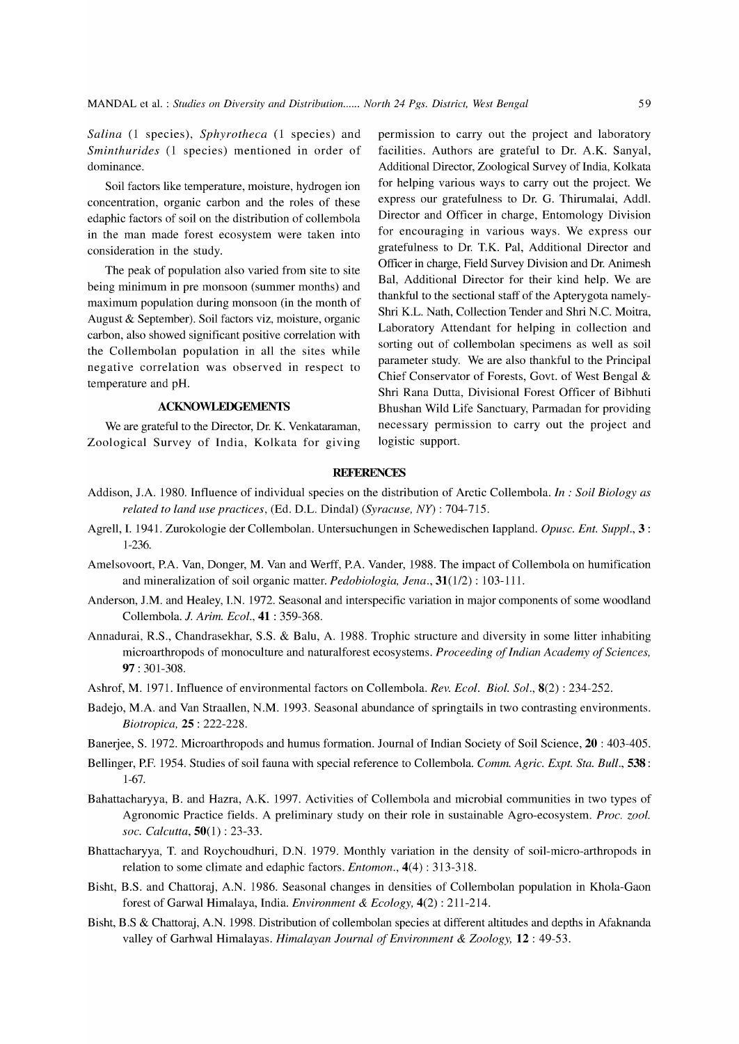*Salina* (1 species), *Sphyrotheca* (1 species) and *Sminthurides* (1 species) mentioned in order of dominance.

Soil factors like temperature, moisture, hydrogen ion concentration, organic carbon and the roles of these edaphic factors of soil on the distribution of collembola in the man made forest ecosystem were taken into consideration in the study.

The peak of population also varied from site to site being minimum in pre monsoon (summer months) and maximum population during monsoon (in the month of August & September). Soil factors viz, moisture, organic carbon, also showed significant positive correlation with the Collembolan population in all the sites while negative correlation was observed in respect to temperature and pH.

## ACKNOWLEDGEMENTS

We are grateful to the Director, Dr. K. Venkataraman, Zoological Survey of India, Kolkata for giving permission to carry out the project and laboratory facilities. Authors are grateful to Dr. A.K. Sanyal, Additional Director, Zoological Survey of India, Kolkata for helping various ways to carry out the project. We express our gratefulness to Dr. G. Thirumalai, Addl. Director and Officer in charge, Entomology Division for encouraging in various ways. We express our gratefulness to Dr. T.K. Pal, Additional Director and Officer in charge, Field Survey Division and Dr. Animesh Bal, Additional Director for their kind help. We are thankful to the sectional staff of the Apterygota namely-Shri K.L. Nath, Collection Tender and Shri N.C. Moitra, Laboratory Attendant for helping in collection and sorting out of collembolan specimens as well as soil parameter study. We are also thankful to the Principal Chief Conservator of Forests, Govt. of West Bengal & Shri Rana Dutta, Divisional Forest Officer of Bibhuti Bhushan Wild Life Sanctuary, Parmadan for providing necessary permission to carry out the project and logistic support.

## REFERENCES

Addison, J.A. 1980. Influence of individual species on the distribution of Arctic Collembola. *In : Soil Biology as related to land use practices*, (Ed. D.L. Dindal) (*Syracuse, NY*) : 704-715.

Agrell, I. 1941. Zurokologie der Collembolan. Untersuchungen in Schewedischen lappland. *Opusc. Ent. Suppl*., **3** : 1-236.

Amelsovoort, P.A. Van, Donger, M. Van and Werff, P.A. Vander, 1988. The impact of Collembola on humification and mineralization of soil organic matter. *Pedobiologia, Jena*., **31**(1/2) : 103-111.

Anderson, J.M. and Healey, I.N. 1972. Seasonal and interspecific variation in major components of some woodland Collembola. *J. Arim. Ecol*., **41** : 359-368.

Annadurai, R.S., Chandrasekhar, S.S. & Balu, A. 1988. Trophic structure and diversity in some litter inhabiting microarthropods of monoculture and naturalforest ecosystems. *Proceeding of Indian Academy of Sciences,* **97** : 301-308.

Ashrof, M. 1971. Influence of environmental factors on Collembola. *Rev. Ecol. Biol. Sol*., **8**(2) : 234-252.

Badejo, M.A. and Van Straallen, N.M. 1993. Seasonal abundance of springtails in two contrasting environments. *Biotropica,* **25** : 222-228.

Banerjee, S. 1972. Microarthropods and humus formation. Journal of Indian Society of Soil Science, **20** : 403-405.

Bellinger, P.F. 1954. Studies of soil fauna with special reference to Collembola. *Comm. Agric. Expt. Sta. Bull*., **538** : 1-67.

Bahattacharyya, B. and Hazra, A.K. 1997. Activities of Collembola and microbial communities in two types of Agronomic Practice fields. A preliminary study on their role in sustainable Agro-ecosystem. *Proc. zool. soc. Calcutta*, **50**(1) : 23-33.

Bhattacharyya, T. and Roychoudhuri, D.N. 1979. Monthly variation in the density of soil-micro-arthropods in relation to some climate and edaphic factors. *Entomon*., **4**(4) : 313-318.

Bisht, B.S. and Chattoraj, A.N. 1986. Seasonal changes in densities of Collembolan population in Khola-Gaon forest of Garwal Himalaya, India. *Environment & Ecology,* **4**(2) : 211-214.

Bisht, B.S & Chattoraj, A.N. 1998. Distribution of collembolan species at different altitudes and depths in Afaknanda valley of Garhwal Himalayas. *Himalayan Journal of Environment & Zoology,* **12** : 49-53.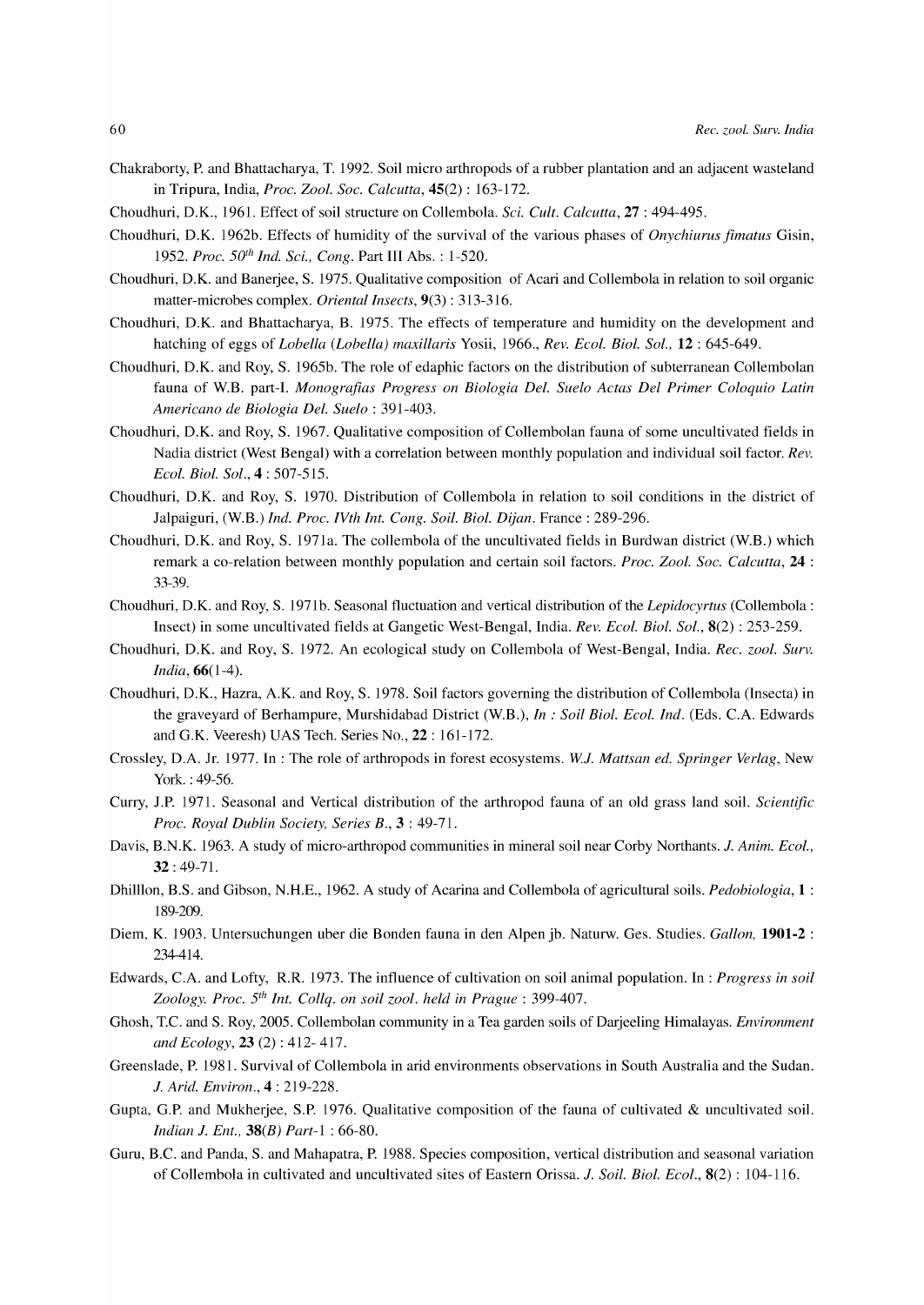Chakraborty, P. and Bhattacharya, T. 1992. Soil micro arthropods of a rubber plantation and an adjacent wasteland in Tripura, India, *Proc. Zool. Soc. Calcutta*, **45**(2) : 163-172.

Choudhuri, D.K., 1961. Effect of soil structure on Collembola. *Sci. Cult. Calcutta*, **27** : 494-495.

Choudhuri, D.K. 1962b. Effects of humidity of the survival of the various phases of *Onychiurus fimatus* Gisin, 1952. *Proc. 50th Ind. Sci., Cong*. Part III Abs. : 1-520.

Choudhuri, D.K. and Banerjee, S. 1975. Qualitative composition of Acari and Collembola in relation to soil organic matter-microbes complex. *Oriental Insects*, **9**(3) : 313-316.

Choudhuri, D.K. and Bhattacharya, B. 1975. The effects of temperature and humidity on the development and hatching of eggs of *Lobella (Lobella) maxillaris* Yosii, 1966., *Rev. Ecol. Biol. Sol.*, **12** : 645-649.

Choudhuri, D.K. and Roy, S. 1965b. The role of edaphic factors on the distribution of subterranean Collembolan fauna of W.B. part-I. *Monografias Progress on Biologia Del. Suelo Actas Del Primer Coloquio Latin Americano de Biologia Del. Suelo* : 391-403.

Choudhuri, D.K. and Roy, S. 1967. Qualitative composition of Collembolan fauna of some uncultivated fields in Nadia district (West Bengal) with a correlation between monthly population and individual soil factor. *Rev. Ecol. Biol. Sol.*, **4** : 507-515.

Choudhuri, D.K. and Roy, S. 1970. Distribution of Collembola in relation to soil conditions in the district of Jalpaiguri, (W.B.) *Ind. Proc. IVth Int. Cong. Soil. Biol. Dijan*. France : 289-296.

Choudhuri, D.K. and Roy, S. 1971a. The collembola of the uncultivated fields in Burdwan district (W.B.) which remark a co-relation between monthly population and certain soil factors. *Proc. Zool. Soc. Calcutta*, **24** : 33-39.

Choudhuri, D.K. and Roy, S. 1971b. Seasonal fluctuation and vertical distribution of the *Lepidocyrtus* (Collembola : Insect) in some uncultivated fields at Gangetic West-Bengal, India. *Rev. Ecol. Biol. Sol.*, **8**(2) : 253-259.

Choudhuri, D.K. and Roy, S. 1972. An ecological study on Collembola of West-Bengal, India. *Rec. zool. Surv. India*, **66**(1-4).

Choudhuri, D.K., Hazra, A.K. and Roy, S. 1978. Soil factors governing the distribution of Collembola (Insecta) in the graveyard of Berhampure, Murshidabad District (W.B.), *In : Soil Biol. Ecol. Ind*. (Eds. C.A. Edwards and G.K. Veeresh) UAS Tech. Series No., **22** : 161-172.

Crossley, D.A. Jr. 1977. In : The role of arthropods in forest ecosystems. *W.J. Mattsan ed. Springer Verlag*, New York. : 49-56.

Curry, J.P. 1971. Seasonal and Vertical distribution of the arthropod fauna of an old grass land soil. *Scientific Proc. Royal Dublin Society, Series B*., **3** : 49-71.

Davis, B.N.K. 1963. A study of micro-arthropod communities in mineral soil near Corby Northants. *J. Anim. Ecol.*, **32** : 49-71.

Dhilllon, B.S. and Gibson, N.H.E., 1962. A study of Acarina and Collembola of agricultural soils. *Pedobiologia*, **1** : 189-209.

Diem, K. 1903. Untersuchungen uber die Bonden fauna in den Alpen jb. Naturw. Ges. Studies. *Gallon,* **1901-2** : 234-414.

Edwards, C.A. and Lofty, R.R. 1973. The influence of cultivation on soil animal population. In : *Progress in soil Zoology. Proc. 5th Int. Collq. on soil zool. held in Prague* : 399-407.

Ghosh, T.C. and S. Roy, 2005. Collembolan community in a Tea garden soils of Darjeeling Himalayas. *Environment and Ecology*, **23** (2) : 412- 417.

Greenslade, P. 1981. Survival of Collembola in arid environments observations in South Australia and the Sudan. *J. Arid. Environ*., **4** : 219-228.

Gupta, G.P. and Mukherjee, S.P. 1976. Qualitative composition of the fauna of cultivated & uncultivated soil. *Indian J. Ent.,* **38**(*B) Part*-1 : 66-80.

Guru, B.C. and Panda, S. and Mahapatra, P. 1988. Species composition, vertical distribution and seasonal variation of Collembola in cultivated and uncultivated sites of Eastern Orissa. *J. Soil. Biol. Ecol*., **8**(2) : 104-116.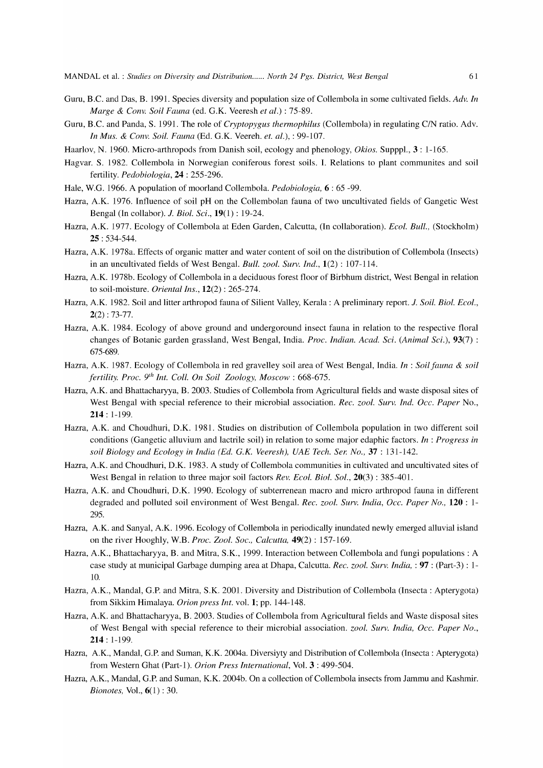Guru, B.C. and Das, B. 1991. Species diversity and population size of Collembola in some cultivated fields. *Adv. In Marge & Conv. Soil Fauna* (ed. G.K. Veeresh *et al.*) : 75-89.

Guru, B.C. and Panda, S. 1991. The role of *Cryptopygus thermophilus* (Collembola) in regulating C/N ratio. Adv. *In Mus. & Conv. Soil. Fauna* (Ed. G.K. Veereh. *et. al.*), : 99-107.

Haarlov, N. 1960. Micro-arthropods from Danish soil, ecology and phenology, *Okios.* Supppl., **3** : 1-165.

Hagvar. S. 1982. Collembola in Norwegian coniferous forest soils. I. Relations to plant communites and soil fertility. *Pedobiologia*, **24** : 255-296.

Hale, W.G. 1966. A population of moorland Collembola. *Pedobiologia,* **6** : 65 -99.

Hazra, A.K. 1976. Influence of soil pH on the Collembolan fauna of two uncultivated fields of Gangetic West Bengal (In collabor). *J. Biol. Sci*., **19**(1) : 19-24.

Hazra, A.K. 1977. Ecology of Collembola at Eden Garden, Calcutta, (In collaboration). *Ecol. Bull.,* (Stockholm) **25** : 534-544.

Hazra, A.K. 1978a. Effects of organic matter and water content of soil on the distribution of Collembola (Insects) in an uncultivated fields of West Bengal. *Bull. zool. Surv. Ind*., **1**(2) : 107-114.

Hazra, A.K. 1978b. Ecology of Collembola in a deciduous forest floor of Birbhum district, West Bengal in relation to soil-moisture. *Oriental Ins*., **12**(2) : 265-274.

Hazra, A.K. 1982. Soil and litter arthropod fauna of Silient Valley, Kerala : A preliminary report. *J. Soil. Biol. Ecol*., **2**(2) : 73-77.

Hazra, A.K. 1984. Ecology of above ground and undergoround insect fauna in relation to the respective floral changes of Botanic garden grassland, West Bengal, India. *Proc. Indian. Acad. Sci*. (*Animal Sci*.), **93**(7) : 675-689.

Hazra, A.K. 1987. Ecology of Collembola in red gravelley soil area of West Bengal, India. *In : Soil fauna & soil fertility. Proc. 9th Int. Coll. On Soil Zoology, Moscow* : 668-675.

Hazra, A.K. and Bhattacharyya, B. 2003. Studies of Collembola from Agricultural fields and waste disposal sites of West Bengal with special reference to their microbial association. *Rec. zool. Surv. Ind. Occ. Paper* No., **214** : 1-199.

Hazra, A.K. and Choudhuri, D.K. 1981. Studies on distribution of Collembola population in two different soil conditions (Gangetic alluvium and lactrile soil) in relation to some major edaphic factors. *In : Progress in soil Biology and Ecology in India (Ed. G.K. Veeresh), UAE Tech. Ser. No.,* **37** : 131-142.

Hazra, A.K. and Choudhuri, D.K. 1983. A study of Collembola communities in cultivated and uncultivated sites of West Bengal in relation to three major soil factors *Rev. Ecol. Biol. Sol*., **20**(3) : 385-401.

Hazra, A.K. and Choudhuri, D.K. 1990. Ecology of subterrenean macro and micro arthropod fauna in different degraded and polluted soil environment of West Bengal. *Rec. zool. Surv. India, Occ. Paper No.,* **120** : 1-295.

Hazra, A.K. and Sanyal, A.K. 1996. Ecology of Collembola in periodically inundated newly emerged alluvial island on the river Hooghly, W.B. *Proc. Zool. Soc., Calcutta,* **49**(2) : 157-169.

Hazra, A.K., Bhattacharyya, B. and Mitra, S.K., 1999. Interaction between Collembola and fungi populations : A case study at municipal Garbage dumping area at Dhapa, Calcutta. *Rec. zool. Surv. India,* : **97** : (Part-3) : 1-10.

Hazra, A.K., Mandal, G.P. and Mitra, S.K. 2001. Diversity and Distribution of Collembola (Insecta : Apterygota) from Sikkim Himalaya. *Orion press Int*. vol. **1**; pp. 144-148.

Hazra, A.K. and Bhattacharyya, B. 2003. Studies of Collembola from Agricultural fields and Waste disposal sites of West Bengal with special reference to their microbial association. *zool. Surv. India, Occ. Paper No*., **214** : 1-199.

Hazra, A.K., Mandal, G.P. and Suman, K.K. 2004a. Diversiyty and Distribution of Collembola (Insecta : Apterygota) from Western Ghat (Part-1). *Orion Press International*, Vol. **3** : 499-504.

Hazra, A.K., Mandal, G.P. and Suman, K.K. 2004b. On a collection of Collembola insects from Jammu and Kashmir. *Bionotes,* Vol., **6**(1) : 30.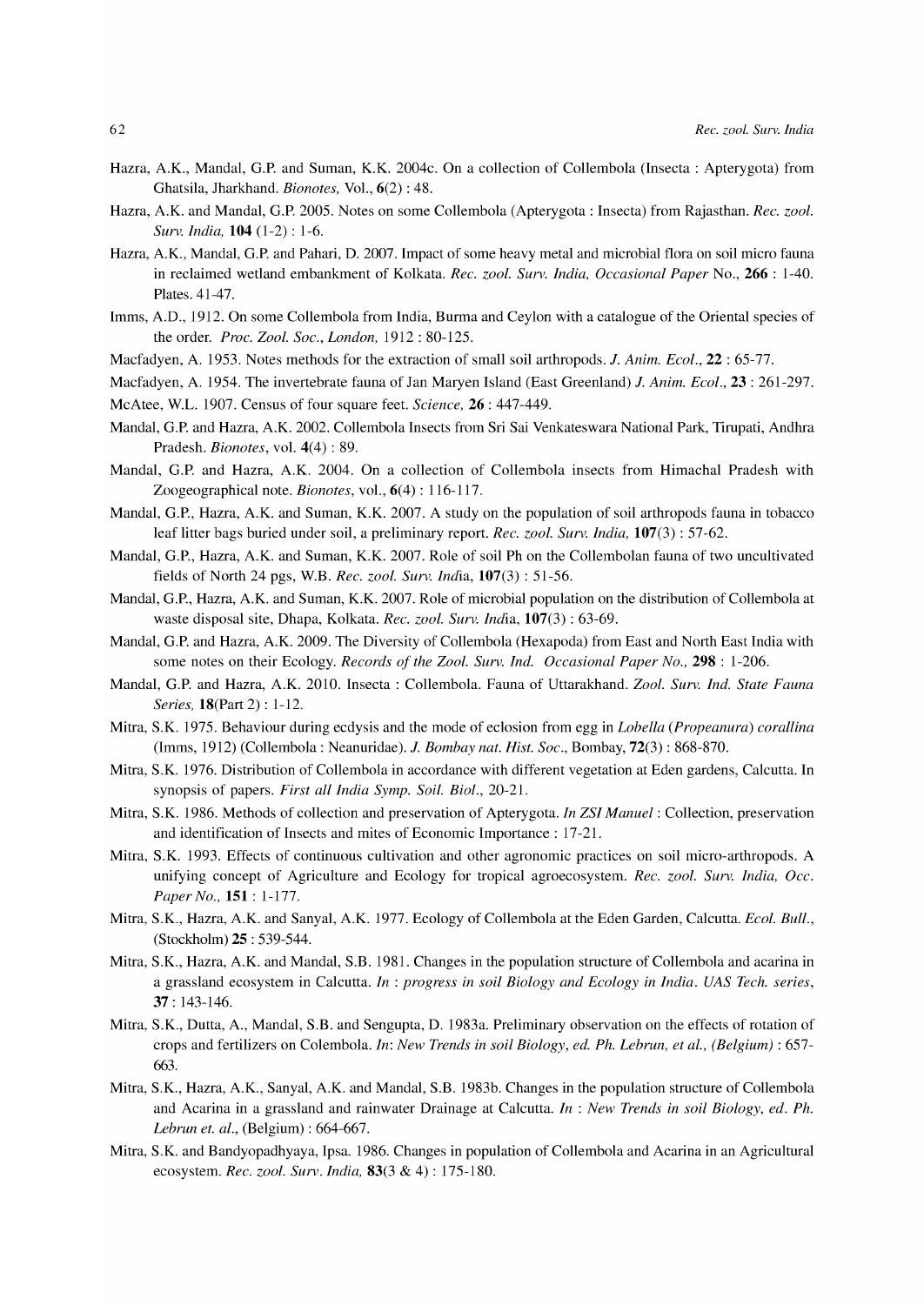Hazra, A.K., Mandal, G.P. and Suman, K.K. 2004c. On a collection of Collembola (Insecta : Apterygota) from Ghatsila, Jharkhand. *Bionotes,* Vol., **6**(2) : 48.

Hazra, A.K. and Mandal, G.P. 2005. Notes on some Collembola (Apterygota : Insecta) from Rajasthan. *Rec. zool. Surv. India,* **104** (1-2) : 1-6.

Hazra, A.K., Mandal, G.P. and Pahari, D. 2007. Impact of some heavy metal and microbial flora on soil micro fauna in reclaimed wetland embankment of Kolkata. *Rec. zool. Surv. India, Occasional Paper* No., **266** : 1-40. Plates. 41-47.

Imms, A.D., 1912. On some Collembola from India, Burma and Ceylon with a catalogue of the Oriental species of the order. *Proc. Zool. Soc., London,* 1912 : 80-125.

Macfadyen, A. 1953. Notes methods for the extraction of small soil arthropods. *J. Anim. Ecol.*, **22** : 65-77.

Macfadyen, A. 1954. The invertebrate fauna of Jan Maryen Island (East Greenland) *J. Anim. Ecol.*, **23** : 261-297.

McAtee, W.L. 1907. Census of four square feet. *Science,* **26** : 447-449.

Mandal, G.P. and Hazra, A.K. 2002. Collembola Insects from Sri Sai Venkateswara National Park, Tirupati, Andhra Pradesh. *Bionotes*, vol. **4**(4) : 89.

Mandal, G.P. and Hazra, A.K. 2004. On a collection of Collembola insects from Himachal Pradesh with Zoogeographical note. *Bionotes*, vol., **6**(4) : 116-117.

Mandal, G.P., Hazra, A.K. and Suman, K.K. 2007. A study on the population of soil arthropods fauna in tobacco leaf litter bags buried under soil, a preliminary report. *Rec. zool. Surv. India,* **107**(3) : 57-62.

Mandal, G.P., Hazra, A.K. and Suman, K.K. 2007. Role of soil Ph on the Collembolan fauna of two uncultivated fields of North 24 pgs, W.B. *Rec. zool. Surv. India*, **107**(3) : 51-56.

Mandal, G.P., Hazra, A.K. and Suman, K.K. 2007. Role of microbial population on the distribution of Collembola at waste disposal site, Dhapa, Kolkata. *Rec. zool. Surv. India*, **107**(3) : 63-69.

Mandal, G.P. and Hazra, A.K. 2009. The Diversity of Collembola (Hexapoda) from East and North East India with some notes on their Ecology. *Records of the Zool. Surv. Ind. Occasional Paper No.,* **298** : 1-206.

Mandal, G.P. and Hazra, A.K. 2010. Insecta : Collembola. Fauna of Uttarakhand. *Zool. Surv. Ind. State Fauna Series,* **18**(Part 2) : 1-12.

Mitra, S.K. 1975. Behaviour during ecdysis and the mode of eclosion from egg in *Lobella* (*Propeanura*) *corallina* (Imms, 1912) (Collembola : Neanuridae). *J. Bombay nat. Hist. Soc*., Bombay, **72**(3) : 868-870.

Mitra, S.K. 1976. Distribution of Collembola in accordance with different vegetation at Eden gardens, Calcutta. In synopsis of papers. *First all India Symp. Soil. Biol*., 20-21.

Mitra, S.K. 1986. Methods of collection and preservation of Apterygota. *In ZSI Manuel* : Collection, preservation and identification of Insects and mites of Economic Importance : 17-21.

Mitra, S.K. 1993. Effects of continuous cultivation and other agronomic practices on soil micro-arthropods. A unifying concept of Agriculture and Ecology for tropical agroecosystem. *Rec. zool. Surv. India, Occ. Paper No.,* **151** : 1-177.

Mitra, S.K., Hazra, A.K. and Sanyal, A.K. 1977. Ecology of Collembola at the Eden Garden, Calcutta. *Ecol. Bull.*, (Stockholm) **25** : 539-544.

Mitra, S.K., Hazra, A.K. and Mandal, S.B. 1981. Changes in the population structure of Collembola and acarina in a grassland ecosystem in Calcutta. *In : progress in soil Biology and Ecology in India. UAS Tech. series*, **37** : 143-146.

Mitra, S.K., Dutta, A., Mandal, S.B. and Sengupta, D. 1983a. Preliminary observation on the effects of rotation of crops and fertilizers on Colembola. *In*: *New Trends in soil Biology*, *ed. Ph. Lebrun, et al., (Belgium)* : 657-663.

Mitra, S.K., Hazra, A.K., Sanyal, A.K. and Mandal, S.B. 1983b. Changes in the population structure of Collembola and Acarina in a grassland and rainwater Drainage at Calcutta. *In* : *New Trends in soil Biology*, *ed. Ph. Lebrun et. al*., (Belgium) : 664-667.

Mitra, S.K. and Bandyopadhyaya, Ipsa. 1986. Changes in population of Collembola and Acarina in an Agricultural ecosystem. *Rec. zool. Surv. India,* **83**(3 & 4) : 175-180.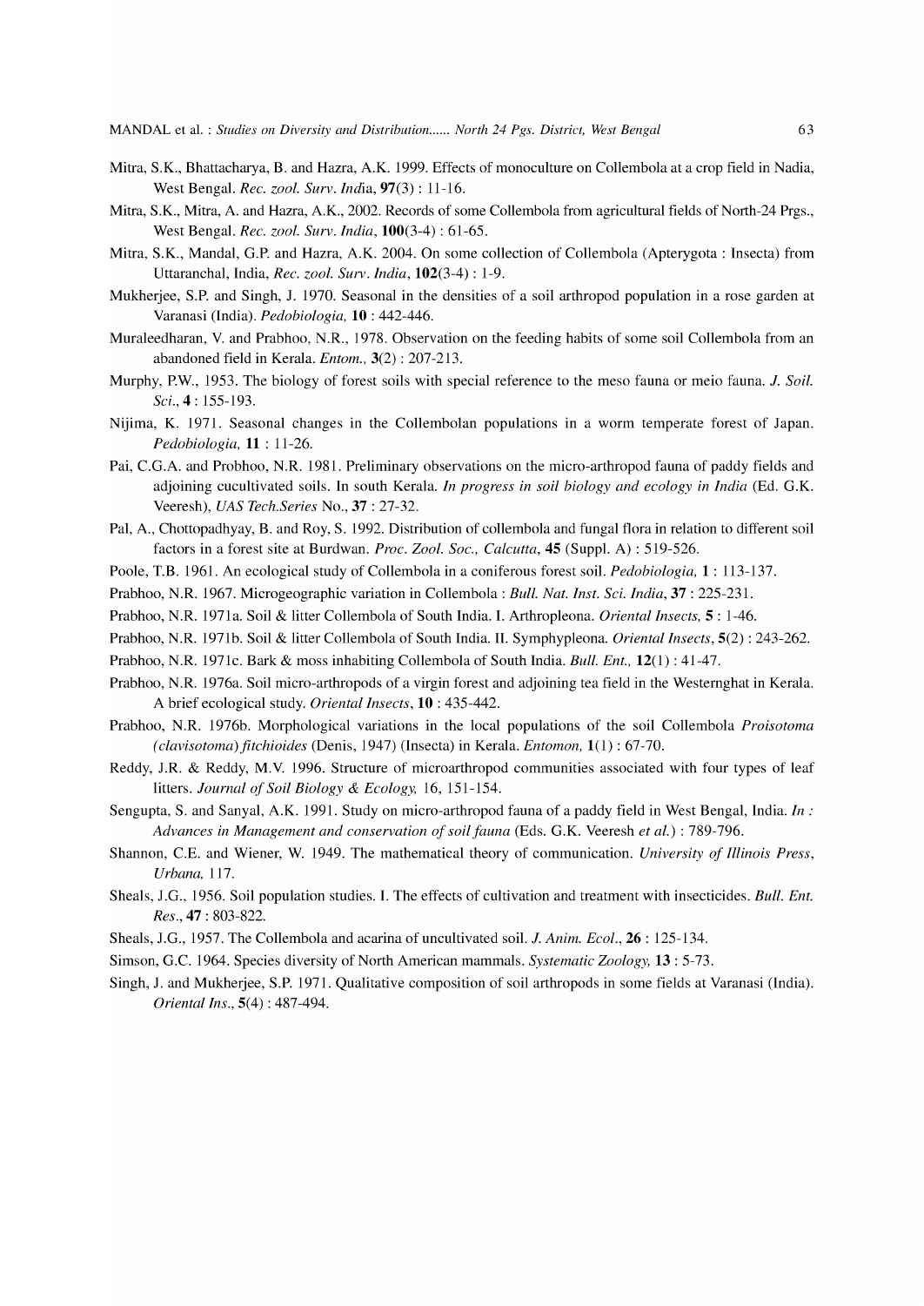Mitra, S.K., Bhattacharya, B. and Hazra, A.K. 1999. Effects of monoculture on Collembola at a crop field in Nadia, West Bengal. *Rec. zool. Surv. India*, **97**(3) : 11-16.

Mitra, S.K., Mitra, A. and Hazra, A.K., 2002. Records of some Collembola from agricultural fields of North-24 Prgs., West Bengal. *Rec. zool. Surv. India*, **100**(3-4) : 61-65.

Mitra, S.K., Mandal, G.P. and Hazra, A.K. 2004. On some collection of Collembola (Apterygota : Insecta) from Uttaranchal, India, *Rec. zool. Surv. India*, **102**(3-4) : 1-9.

Mukherjee, S.P. and Singh, J. 1970. Seasonal in the densities of a soil arthropod population in a rose garden at Varanasi (India). *Pedobiologia,* **10** : 442-446.

Muraleedharan, V. and Prabhoo, N.R., 1978. Observation on the feeding habits of some soil Collembola from an abandoned field in Kerala. *Entom.,* **3**(2) : 207-213.

Murphy, P.W., 1953. The biology of forest soils with special reference to the meso fauna or meio fauna. *J. Soil. Sci.*, **4** : 155-193.

Nijima, K. 1971. Seasonal changes in the Collembolan populations in a worm temperate forest of Japan. *Pedobiologia,* **11** : 11-26.

Pai, C.G.A. and Probhoo, N.R. 1981. Preliminary observations on the micro-arthropod fauna of paddy fields and adjoining cucultivated soils. In south Kerala. *In progress in soil biology and ecology in India* (Ed. G.K. Veeresh), *UAS Tech.Series* No., **37** : 27-32.

Pal, A., Chottopadhyay, B. and Roy, S. 1992. Distribution of collembola and fungal flora in relation to different soil factors in a forest site at Burdwan. *Proc. Zool. Soc., Calcutta*, **45** (Suppl. A) : 519-526.

Poole, T.B. 1961. An ecological study of Collembola in a coniferous forest soil. *Pedobiologia,* **1** : 113-137.

Prabhoo, N.R. 1967. Microgeographic variation in Collembola : *Bull. Nat. Inst. Sci. India*, **37** : 225-231.

Prabhoo, N.R. 1971a. Soil & litter Collembola of South India. I. Arthropleona. *Oriental Insects,* **5** : 1-46.

Prabhoo, N.R. 1971b. Soil & litter Collembola of South India. II. Symphypleona. *Oriental Insects*, **5**(2) : 243-262.

Prabhoo, N.R. 1971c. Bark & moss inhabiting Collembola of South India. *Bull. Ent.,* **12**(1) : 41-47.

Prabhoo, N.R. 1976a. Soil micro-arthropods of a virgin forest and adjoining tea field in the Westernghat in Kerala. A brief ecological study. *Oriental Insects*, **10** : 435-442.

Prabhoo, N.R. 1976b. Morphological variations in the local populations of the soil Collembola *Proisotoma (clavisotoma) fitchioides* (Denis, 1947) (Insecta) in Kerala. *Entomon,* **1**(1) : 67-70.

Reddy, J.R. & Reddy, M.V. 1996. Structure of microarthropod communities associated with four types of leaf litters. *Journal of Soil Biology & Ecology,* 16, 151-154.

Sengupta, S. and Sanyal, A.K. 1991. Study on micro-arthropod fauna of a paddy field in West Bengal, India. *In : Advances in Management and conservation of soil fauna* (Eds. G.K. Veeresh *et al.*) : 789-796.

Shannon, C.E. and Wiener, W. 1949. The mathematical theory of communication. *University of Illinois Press, Urbana,* 117.

Sheals, J.G., 1956. Soil population studies. I. The effects of cultivation and treatment with insecticides. *Bull. Ent. Res*., **47** : 803-822.

Sheals, J.G., 1957. The Collembola and acarina of uncultivated soil. *J. Anim. Ecol*., **26** : 125-134.

Simson, G.C. 1964. Species diversity of North American mammals. *Systematic Zoology,* **13** : 5-73.

Singh, J. and Mukherjee, S.P. 1971. Qualitative composition of soil arthropods in some fields at Varanasi (India). *Oriental Ins*., **5**(4) : 487-494.